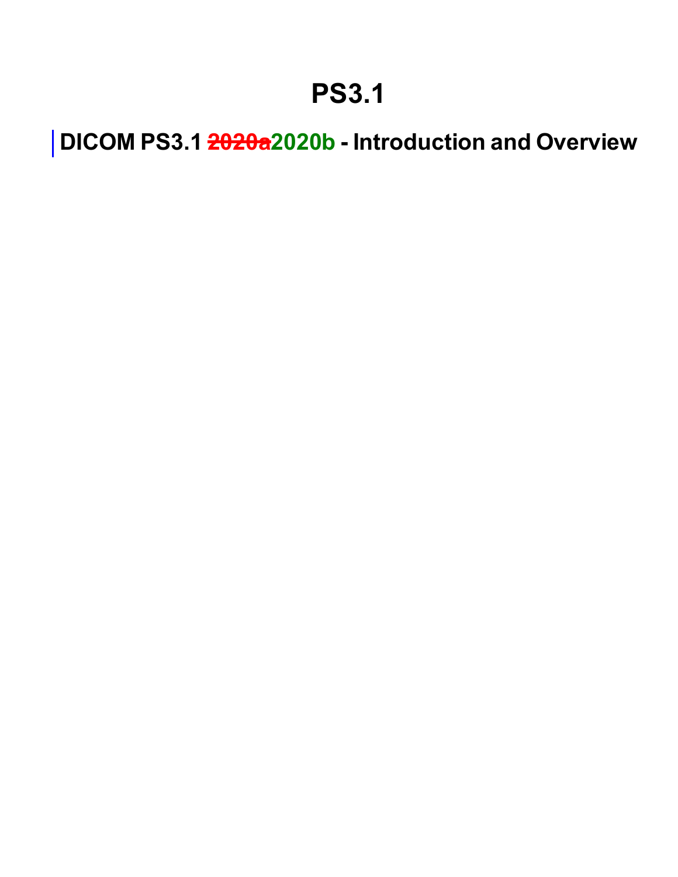# PS3.1

## DICOM PS3.1 ~~2020a~~2020b - Introduction and Overview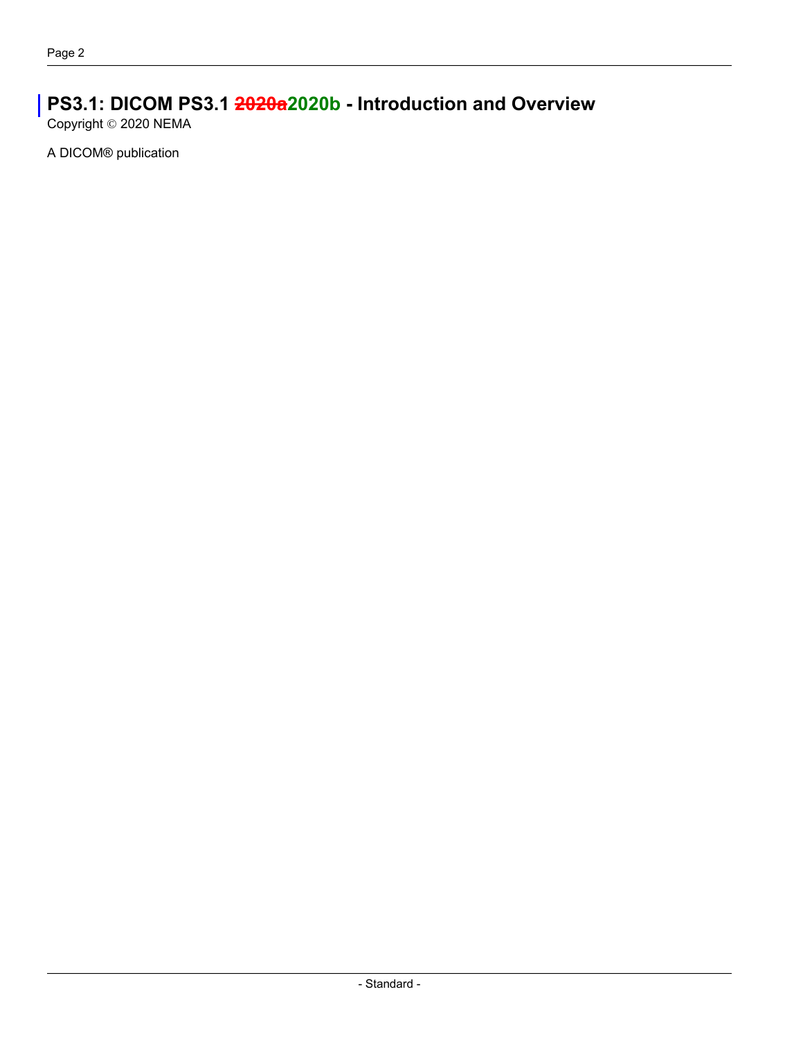# PS3.1: DICOM PS3.1 ~~2020a~~2020b - Introduction and Overview

Copyright © 2020 NEMA

A DICOM® publication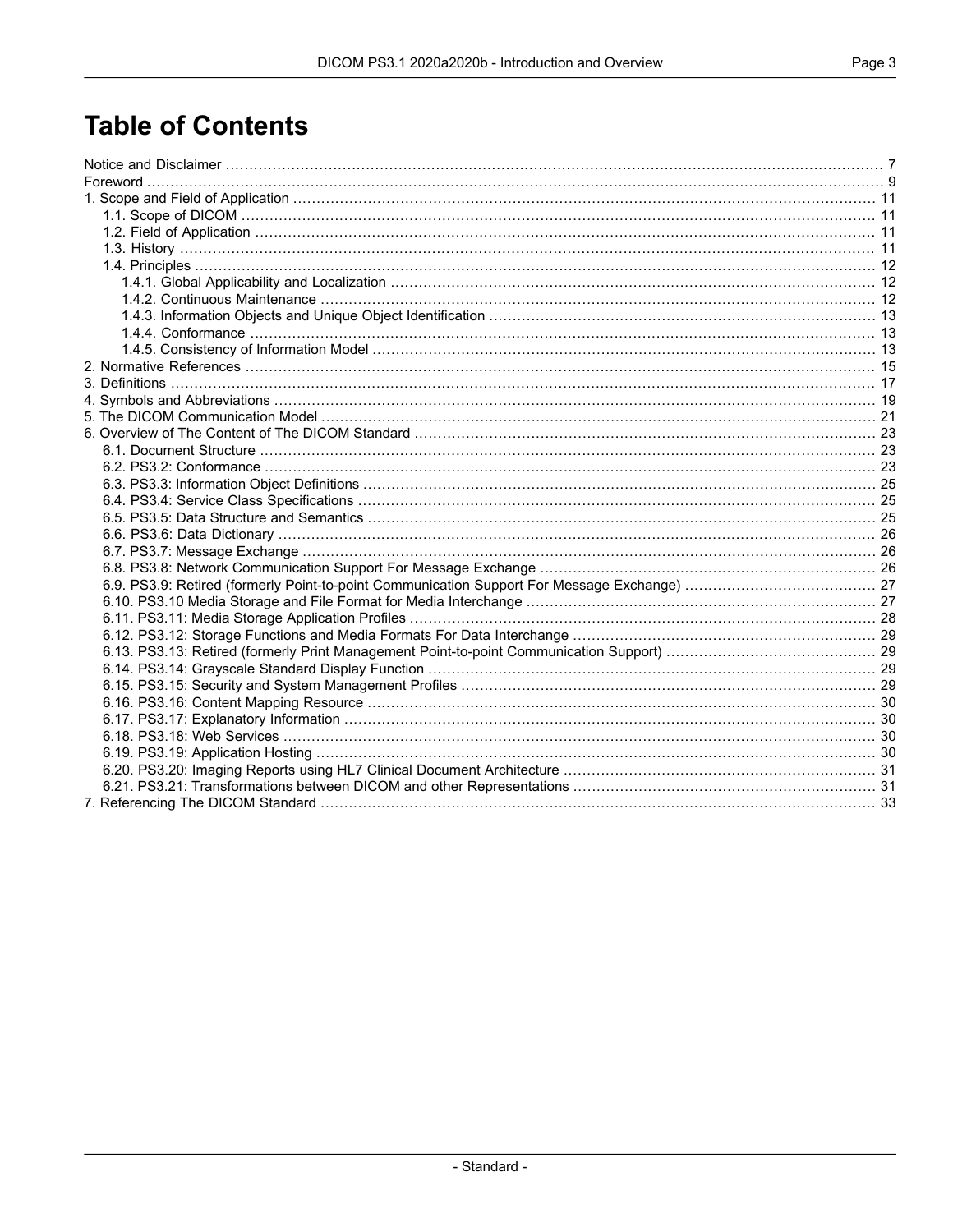# Table of Contents

Notice and Disclaimer ..... 7
Foreword ..... 9
1. Scope and Field of Application ..... 11
  1.1. Scope of DICOM ..... 11
  1.2. Field of Application ..... 11
  1.3. History ..... 11
  1.4. Principles ..... 12
    1.4.1. Global Applicability and Localization ..... 12
    1.4.2. Continuous Maintenance ..... 12
    1.4.3. Information Objects and Unique Object Identification ..... 13
    1.4.4. Conformance ..... 13
    1.4.5. Consistency of Information Model ..... 13
2. Normative References ..... 15
3. Definitions ..... 17
4. Symbols and Abbreviations ..... 19
5. The DICOM Communication Model ..... 21
6. Overview of The Content of The DICOM Standard ..... 23
  6.1. Document Structure ..... 23
  6.2. PS3.2: Conformance ..... 23
  6.3. PS3.3: Information Object Definitions ..... 25
  6.4. PS3.4: Service Class Specifications ..... 25
  6.5. PS3.5: Data Structure and Semantics ..... 25
  6.6. PS3.6: Data Dictionary ..... 26
  6.7. PS3.7: Message Exchange ..... 26
  6.8. PS3.8: Network Communication Support For Message Exchange ..... 26
  6.9. PS3.9: Retired (formerly Point-to-point Communication Support For Message Exchange) ..... 27
  6.10. PS3.10 Media Storage and File Format for Media Interchange ..... 27
  6.11. PS3.11: Media Storage Application Profiles ..... 28
  6.12. PS3.12: Storage Functions and Media Formats For Data Interchange ..... 29
  6.13. PS3.13: Retired (formerly Print Management Point-to-point Communication Support) ..... 29
  6.14. PS3.14: Grayscale Standard Display Function ..... 29
  6.15. PS3.15: Security and System Management Profiles ..... 29
  6.16. PS3.16: Content Mapping Resource ..... 30
  6.17. PS3.17: Explanatory Information ..... 30
  6.18. PS3.18: Web Services ..... 30
  6.19. PS3.19: Application Hosting ..... 30
  6.20. PS3.20: Imaging Reports using HL7 Clinical Document Architecture ..... 31
  6.21. PS3.21: Transformations between DICOM and other Representations ..... 31
7. Referencing The DICOM Standard ..... 33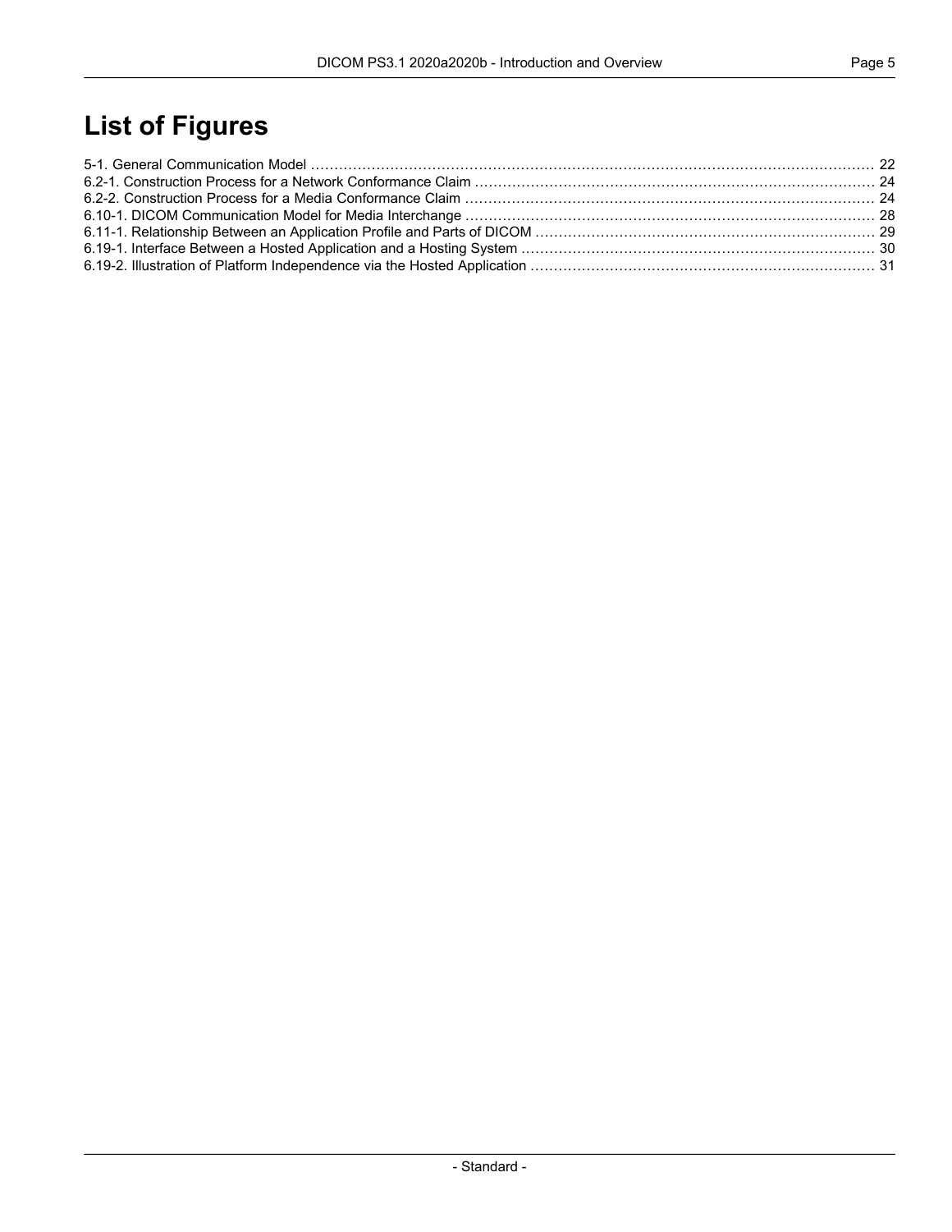# List of Figures

5-1. General Communication Model ........................................................................................................................ 22
6.2-1. Construction Process for a Network Conformance Claim ..................................................................................... 24
6.2-2. Construction Process for a Media Conformance Claim ....................................................................................... 24
6.10-1. DICOM Communication Model for Media Interchange ....................................................................................... 28
6.11-1. Relationship Between an Application Profile and Parts of DICOM ........................................................................ 29
6.19-1. Interface Between a Hosted Application and a Hosting System ........................................................................... 30
6.19-2. Illustration of Platform Independence via the Hosted Application ......................................................................... 31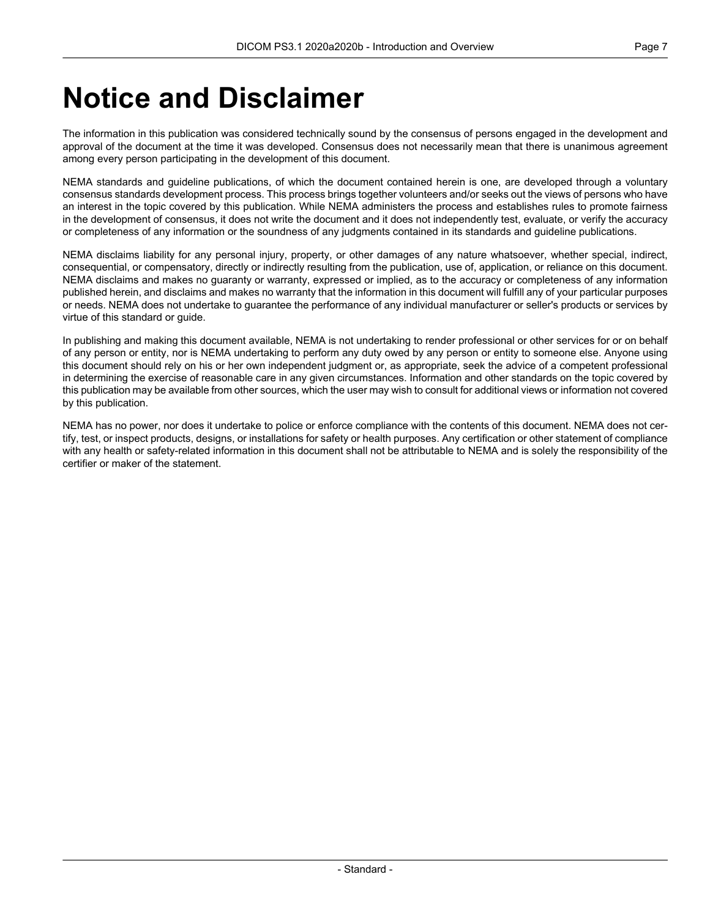# Notice and Disclaimer

The information in this publication was considered technically sound by the consensus of persons engaged in the development and approval of the document at the time it was developed. Consensus does not necessarily mean that there is unanimous agreement among every person participating in the development of this document.

NEMA standards and guideline publications, of which the document contained herein is one, are developed through a voluntary consensus standards development process. This process brings together volunteers and/or seeks out the views of persons who have an interest in the topic covered by this publication. While NEMA administers the process and establishes rules to promote fairness in the development of consensus, it does not write the document and it does not independently test, evaluate, or verify the accuracy or completeness of any information or the soundness of any judgments contained in its standards and guideline publications.

NEMA disclaims liability for any personal injury, property, or other damages of any nature whatsoever, whether special, indirect, consequential, or compensatory, directly or indirectly resulting from the publication, use of, application, or reliance on this document. NEMA disclaims and makes no guaranty or warranty, expressed or implied, as to the accuracy or completeness of any information published herein, and disclaims and makes no warranty that the information in this document will fulfill any of your particular purposes or needs. NEMA does not undertake to guarantee the performance of any individual manufacturer or seller's products or services by virtue of this standard or guide.

In publishing and making this document available, NEMA is not undertaking to render professional or other services for or on behalf of any person or entity, nor is NEMA undertaking to perform any duty owed by any person or entity to someone else. Anyone using this document should rely on his or her own independent judgment or, as appropriate, seek the advice of a competent professional in determining the exercise of reasonable care in any given circumstances. Information and other standards on the topic covered by this publication may be available from other sources, which the user may wish to consult for additional views or information not covered by this publication.

NEMA has no power, nor does it undertake to police or enforce compliance with the contents of this document. NEMA does not certify, test, or inspect products, designs, or installations for safety or health purposes. Any certification or other statement of compliance with any health or safety-related information in this document shall not be attributable to NEMA and is solely the responsibility of the certifier or maker of the statement.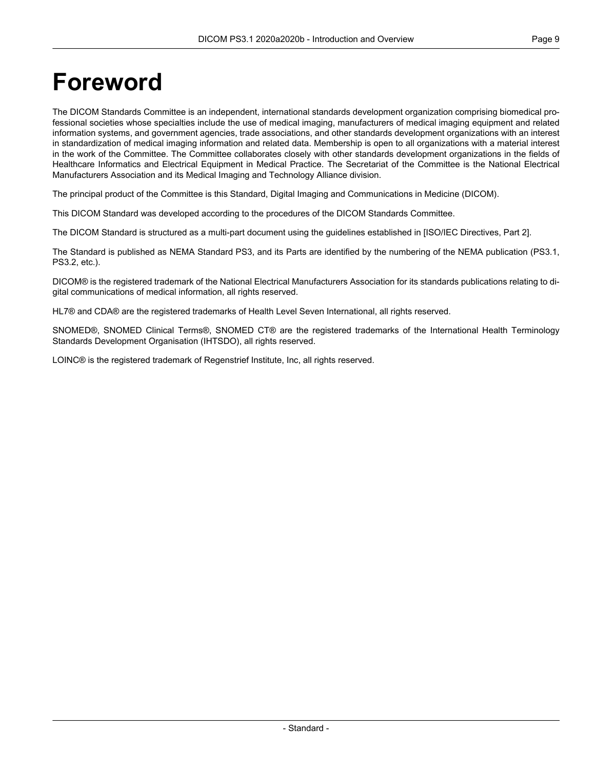# Foreword

The DICOM Standards Committee is an independent, international standards development organization comprising biomedical professional societies whose specialties include the use of medical imaging, manufacturers of medical imaging equipment and related information systems, and government agencies, trade associations, and other standards development organizations with an interest in standardization of medical imaging information and related data. Membership is open to all organizations with a material interest in the work of the Committee. The Committee collaborates closely with other standards development organizations in the fields of Healthcare Informatics and Electrical Equipment in Medical Practice. The Secretariat of the Committee is the National Electrical Manufacturers Association and its Medical Imaging and Technology Alliance division.

The principal product of the Committee is this Standard, Digital Imaging and Communications in Medicine (DICOM).

This DICOM Standard was developed according to the procedures of the DICOM Standards Committee.

The DICOM Standard is structured as a multi-part document using the guidelines established in [ISO/IEC Directives, Part 2].

The Standard is published as NEMA Standard PS3, and its Parts are identified by the numbering of the NEMA publication (PS3.1, PS3.2, etc.).

DICOM® is the registered trademark of the National Electrical Manufacturers Association for its standards publications relating to digital communications of medical information, all rights reserved.

HL7® and CDA® are the registered trademarks of Health Level Seven International, all rights reserved.

SNOMED®, SNOMED Clinical Terms®, SNOMED CT® are the registered trademarks of the International Health Terminology Standards Development Organisation (IHTSDO), all rights reserved.

LOINC® is the registered trademark of Regenstrief Institute, Inc, all rights reserved.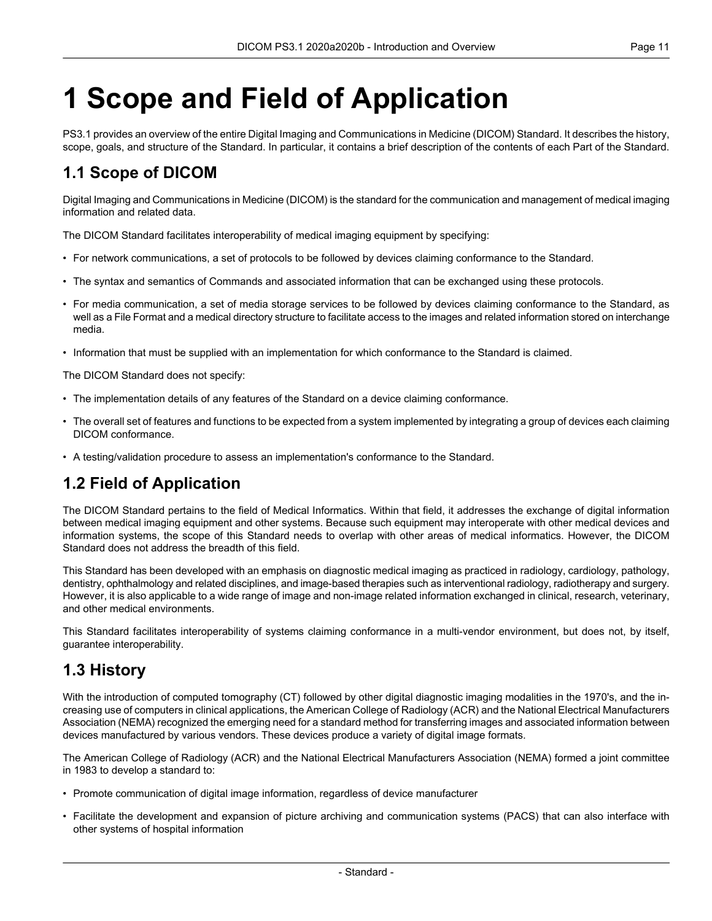# 1 Scope and Field of Application

PS3.1 provides an overview of the entire Digital Imaging and Communications in Medicine (DICOM) Standard. It describes the history, scope, goals, and structure of the Standard. In particular, it contains a brief description of the contents of each Part of the Standard.

## 1.1 Scope of DICOM

Digital Imaging and Communications in Medicine (DICOM) is the standard for the communication and management of medical imaging information and related data.

The DICOM Standard facilitates interoperability of medical imaging equipment by specifying:

- For network communications, a set of protocols to be followed by devices claiming conformance to the Standard.
- The syntax and semantics of Commands and associated information that can be exchanged using these protocols.
- For media communication, a set of media storage services to be followed by devices claiming conformance to the Standard, as well as a File Format and a medical directory structure to facilitate access to the images and related information stored on interchange media.
- Information that must be supplied with an implementation for which conformance to the Standard is claimed.

The DICOM Standard does not specify:

- The implementation details of any features of the Standard on a device claiming conformance.
- The overall set of features and functions to be expected from a system implemented by integrating a group of devices each claiming DICOM conformance.
- A testing/validation procedure to assess an implementation's conformance to the Standard.

## 1.2 Field of Application

The DICOM Standard pertains to the field of Medical Informatics. Within that field, it addresses the exchange of digital information between medical imaging equipment and other systems. Because such equipment may interoperate with other medical devices and information systems, the scope of this Standard needs to overlap with other areas of medical informatics. However, the DICOM Standard does not address the breadth of this field.

This Standard has been developed with an emphasis on diagnostic medical imaging as practiced in radiology, cardiology, pathology, dentistry, ophthalmology and related disciplines, and image-based therapies such as interventional radiology, radiotherapy and surgery. However, it is also applicable to a wide range of image and non-image related information exchanged in clinical, research, veterinary, and other medical environments.

This Standard facilitates interoperability of systems claiming conformance in a multi-vendor environment, but does not, by itself, guarantee interoperability.

## 1.3 History

With the introduction of computed tomography (CT) followed by other digital diagnostic imaging modalities in the 1970's, and the increasing use of computers in clinical applications, the American College of Radiology (ACR) and the National Electrical Manufacturers Association (NEMA) recognized the emerging need for a standard method for transferring images and associated information between devices manufactured by various vendors. These devices produce a variety of digital image formats.

The American College of Radiology (ACR) and the National Electrical Manufacturers Association (NEMA) formed a joint committee in 1983 to develop a standard to:

- Promote communication of digital image information, regardless of device manufacturer
- Facilitate the development and expansion of picture archiving and communication systems (PACS) that can also interface with other systems of hospital information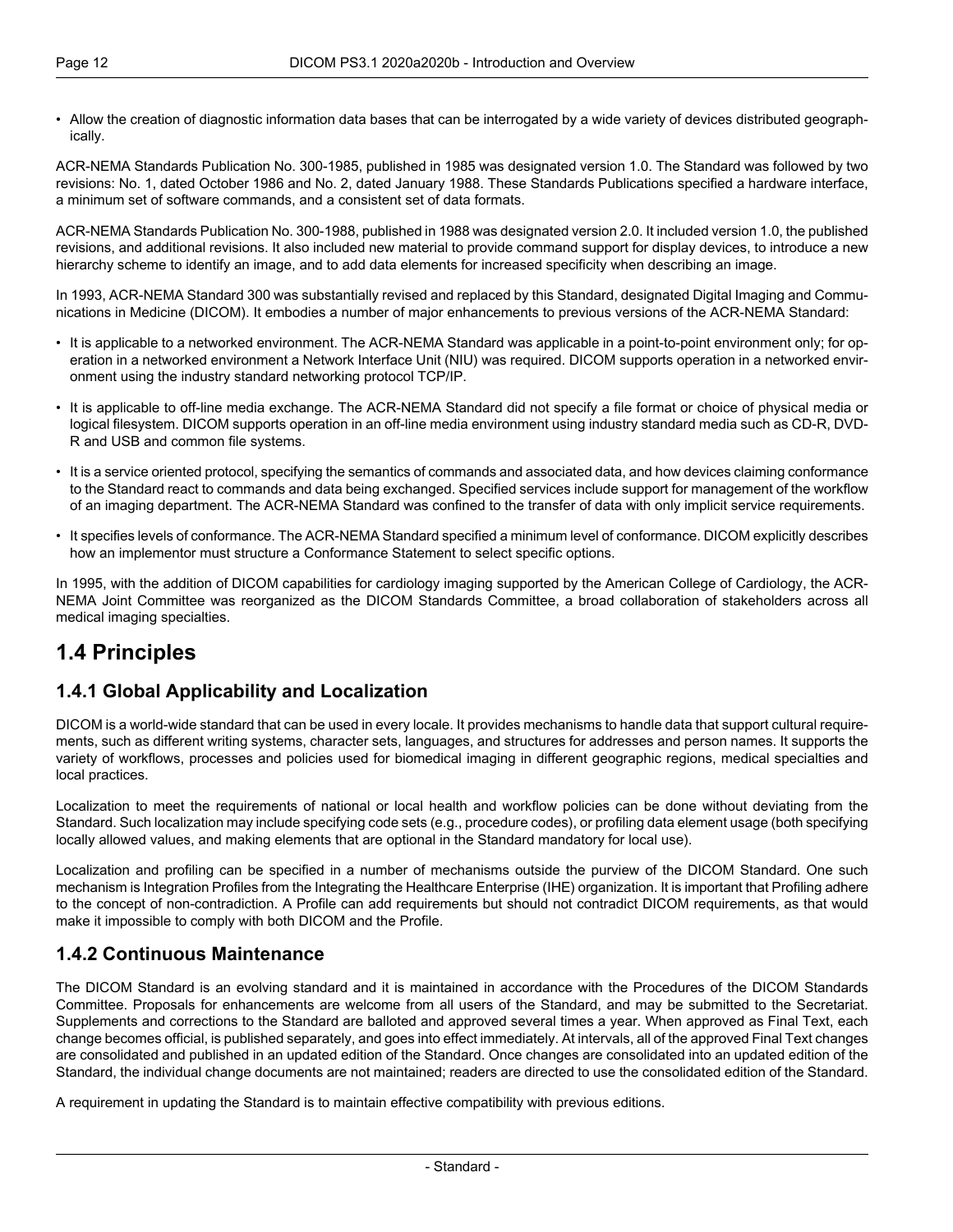- Allow the creation of diagnostic information data bases that can be interrogated by a wide variety of devices distributed geographically.

ACR-NEMA Standards Publication No. 300-1985, published in 1985 was designated version 1.0. The Standard was followed by two revisions: No. 1, dated October 1986 and No. 2, dated January 1988. These Standards Publications specified a hardware interface, a minimum set of software commands, and a consistent set of data formats.

ACR-NEMA Standards Publication No. 300-1988, published in 1988 was designated version 2.0. It included version 1.0, the published revisions, and additional revisions. It also included new material to provide command support for display devices, to introduce a new hierarchy scheme to identify an image, and to add data elements for increased specificity when describing an image.

In 1993, ACR-NEMA Standard 300 was substantially revised and replaced by this Standard, designated Digital Imaging and Communications in Medicine (DICOM). It embodies a number of major enhancements to previous versions of the ACR-NEMA Standard:

- It is applicable to a networked environment. The ACR-NEMA Standard was applicable in a point-to-point environment only; for operation in a networked environment a Network Interface Unit (NIU) was required. DICOM supports operation in a networked environment using the industry standard networking protocol TCP/IP.
- It is applicable to off-line media exchange. The ACR-NEMA Standard did not specify a file format or choice of physical media or logical filesystem. DICOM supports operation in an off-line media environment using industry standard media such as CD-R, DVD-R and USB and common file systems.
- It is a service oriented protocol, specifying the semantics of commands and associated data, and how devices claiming conformance to the Standard react to commands and data being exchanged. Specified services include support for management of the workflow of an imaging department. The ACR-NEMA Standard was confined to the transfer of data with only implicit service requirements.
- It specifies levels of conformance. The ACR-NEMA Standard specified a minimum level of conformance. DICOM explicitly describes how an implementor must structure a Conformance Statement to select specific options.

In 1995, with the addition of DICOM capabilities for cardiology imaging supported by the American College of Cardiology, the ACR-NEMA Joint Committee was reorganized as the DICOM Standards Committee, a broad collaboration of stakeholders across all medical imaging specialties.

# 1.4 Principles

## 1.4.1 Global Applicability and Localization

DICOM is a world-wide standard that can be used in every locale. It provides mechanisms to handle data that support cultural requirements, such as different writing systems, character sets, languages, and structures for addresses and person names. It supports the variety of workflows, processes and policies used for biomedical imaging in different geographic regions, medical specialties and local practices.

Localization to meet the requirements of national or local health and workflow policies can be done without deviating from the Standard. Such localization may include specifying code sets (e.g., procedure codes), or profiling data element usage (both specifying locally allowed values, and making elements that are optional in the Standard mandatory for local use).

Localization and profiling can be specified in a number of mechanisms outside the purview of the DICOM Standard. One such mechanism is Integration Profiles from the Integrating the Healthcare Enterprise (IHE) organization. It is important that Profiling adhere to the concept of non-contradiction. A Profile can add requirements but should not contradict DICOM requirements, as that would make it impossible to comply with both DICOM and the Profile.

## 1.4.2 Continuous Maintenance

The DICOM Standard is an evolving standard and it is maintained in accordance with the Procedures of the DICOM Standards Committee. Proposals for enhancements are welcome from all users of the Standard, and may be submitted to the Secretariat. Supplements and corrections to the Standard are balloted and approved several times a year. When approved as Final Text, each change becomes official, is published separately, and goes into effect immediately. At intervals, all of the approved Final Text changes are consolidated and published in an updated edition of the Standard. Once changes are consolidated into an updated edition of the Standard, the individual change documents are not maintained; readers are directed to use the consolidated edition of the Standard.

A requirement in updating the Standard is to maintain effective compatibility with previous editions.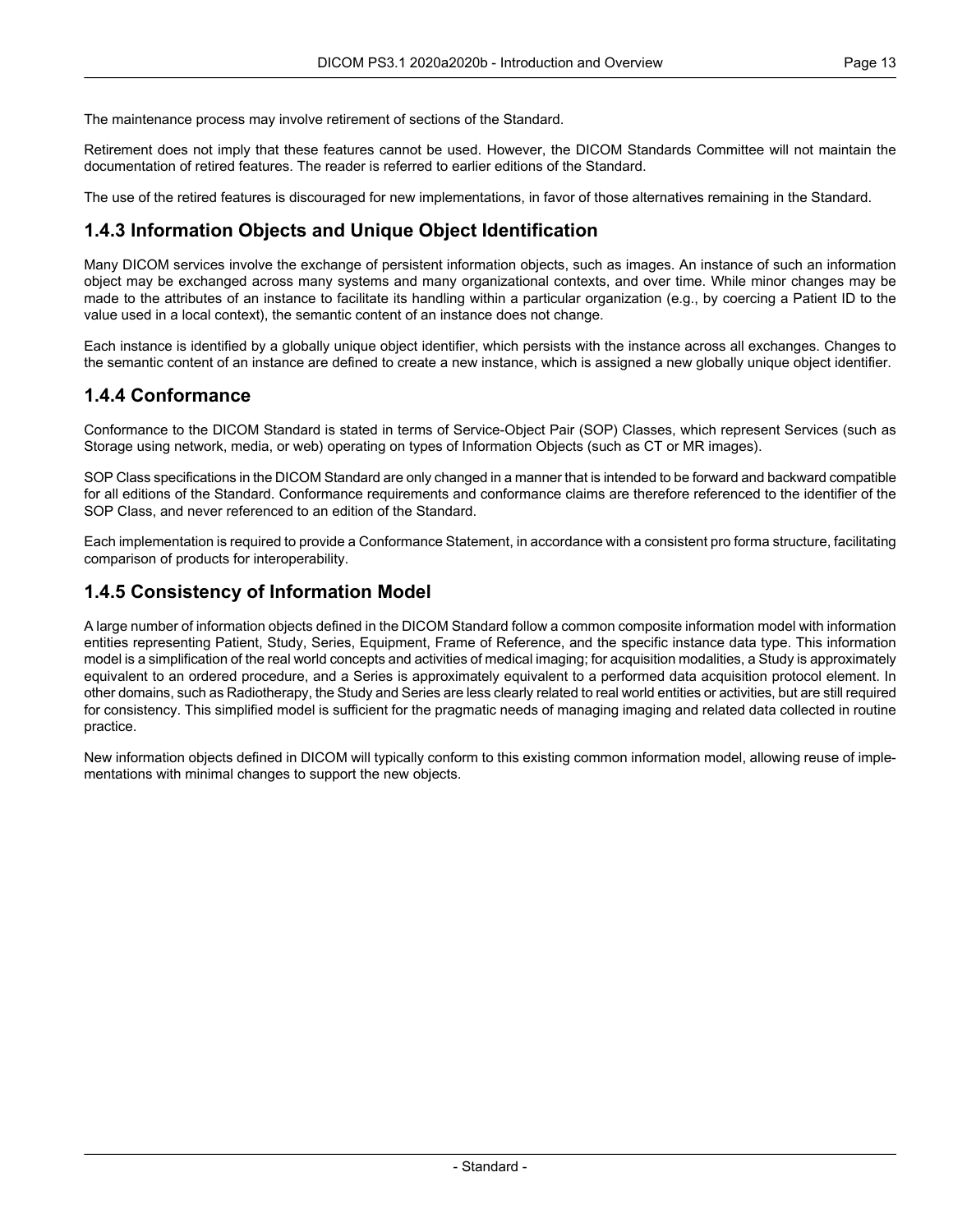The maintenance process may involve retirement of sections of the Standard.

Retirement does not imply that these features cannot be used. However, the DICOM Standards Committee will not maintain the documentation of retired features. The reader is referred to earlier editions of the Standard.

The use of the retired features is discouraged for new implementations, in favor of those alternatives remaining in the Standard.

### 1.4.3 Information Objects and Unique Object Identification

Many DICOM services involve the exchange of persistent information objects, such as images. An instance of such an information object may be exchanged across many systems and many organizational contexts, and over time. While minor changes may be made to the attributes of an instance to facilitate its handling within a particular organization (e.g., by coercing a Patient ID to the value used in a local context), the semantic content of an instance does not change.

Each instance is identified by a globally unique object identifier, which persists with the instance across all exchanges. Changes to the semantic content of an instance are defined to create a new instance, which is assigned a new globally unique object identifier.

### 1.4.4 Conformance

Conformance to the DICOM Standard is stated in terms of Service-Object Pair (SOP) Classes, which represent Services (such as Storage using network, media, or web) operating on types of Information Objects (such as CT or MR images).

SOP Class specifications in the DICOM Standard are only changed in a manner that is intended to be forward and backward compatible for all editions of the Standard. Conformance requirements and conformance claims are therefore referenced to the identifier of the SOP Class, and never referenced to an edition of the Standard.

Each implementation is required to provide a Conformance Statement, in accordance with a consistent pro forma structure, facilitating comparison of products for interoperability.

### 1.4.5 Consistency of Information Model

A large number of information objects defined in the DICOM Standard follow a common composite information model with information entities representing Patient, Study, Series, Equipment, Frame of Reference, and the specific instance data type. This information model is a simplification of the real world concepts and activities of medical imaging; for acquisition modalities, a Study is approximately equivalent to an ordered procedure, and a Series is approximately equivalent to a performed data acquisition protocol element. In other domains, such as Radiotherapy, the Study and Series are less clearly related to real world entities or activities, but are still required for consistency. This simplified model is sufficient for the pragmatic needs of managing imaging and related data collected in routine practice.

New information objects defined in DICOM will typically conform to this existing common information model, allowing reuse of implementations with minimal changes to support the new objects.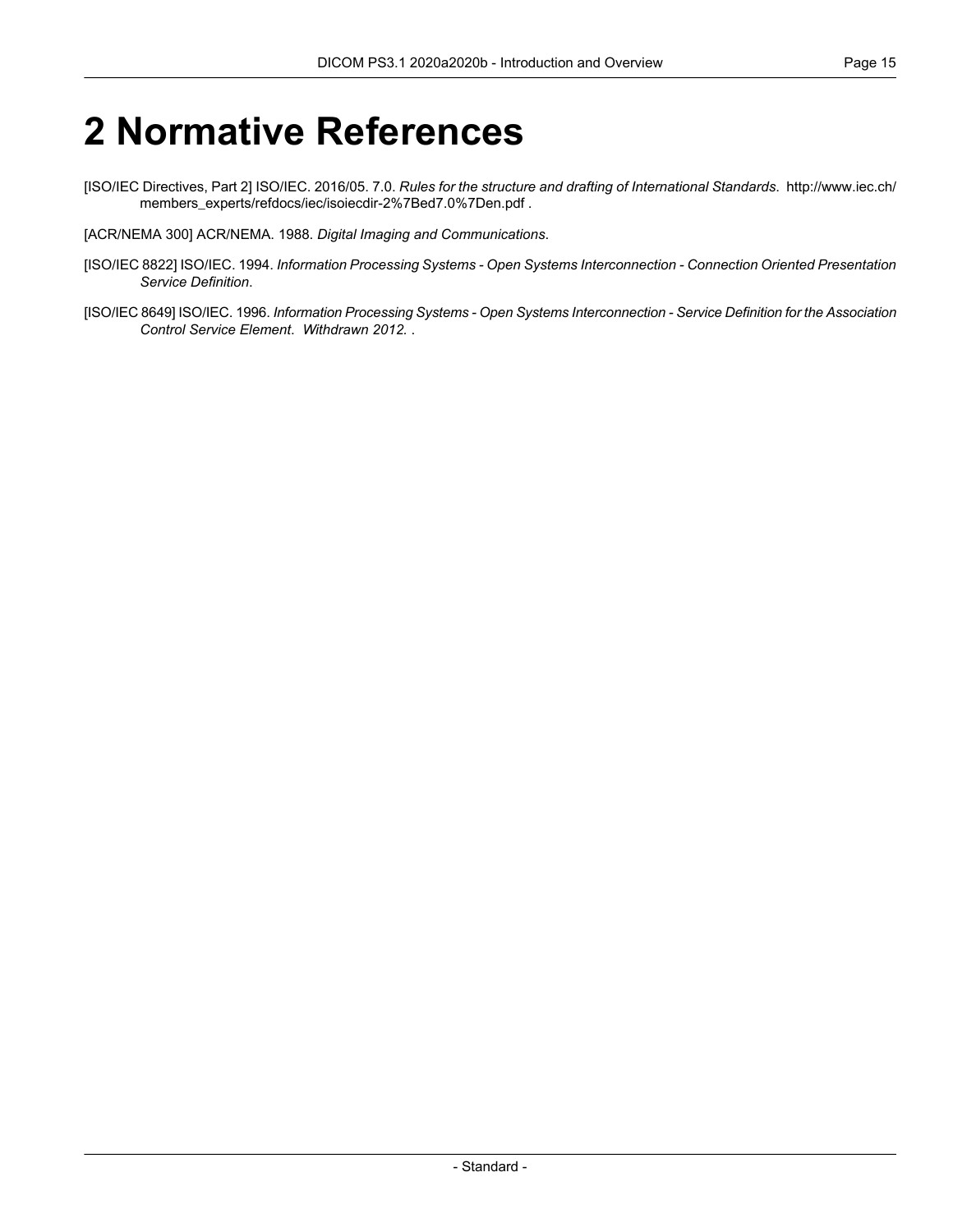# 2 Normative References

[ISO/IEC Directives, Part 2] ISO/IEC. 2016/05. 7.0. *Rules for the structure and drafting of International Standards*. http://www.iec.ch/members_experts/refdocs/iec/isoiecdir-2%7Bed7.0%7Den.pdf .

[ACR/NEMA 300] ACR/NEMA. 1988. *Digital Imaging and Communications*.

[ISO/IEC 8822] ISO/IEC. 1994. *Information Processing Systems - Open Systems Interconnection - Connection Oriented Presentation Service Definition*.

[ISO/IEC 8649] ISO/IEC. 1996. *Information Processing Systems - Open Systems Interconnection - Service Definition for the Association Control Service Element*. *Withdrawn 2012.* .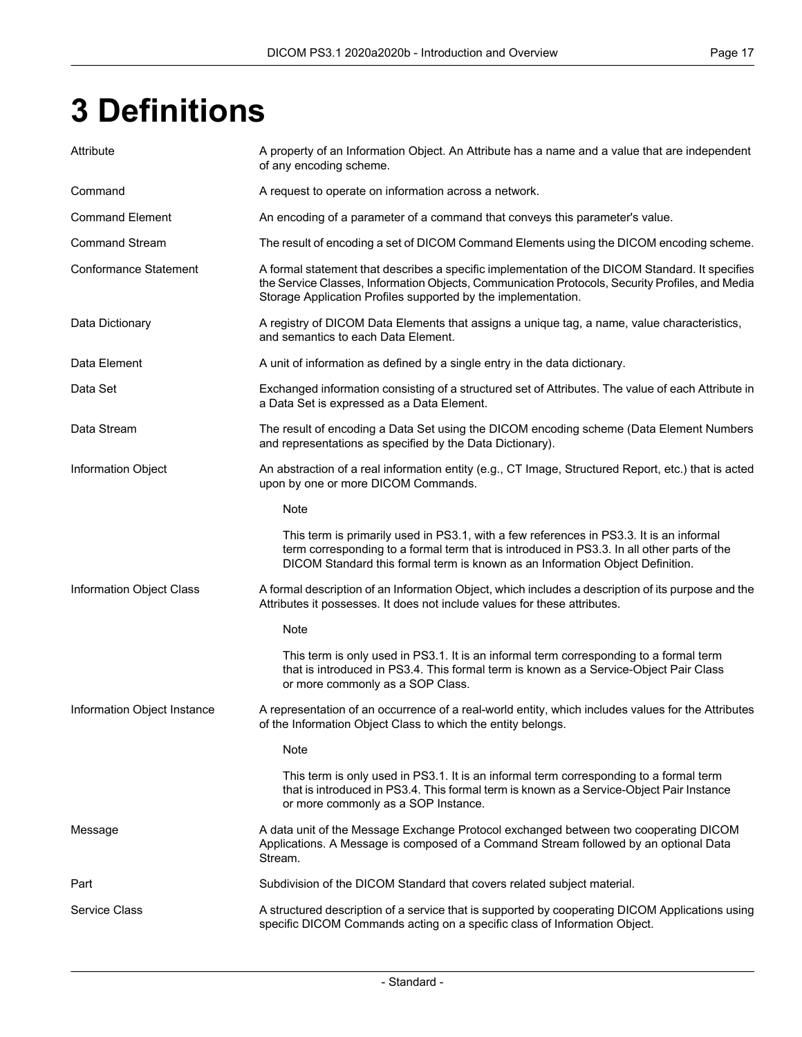# 3 Definitions

**Attribute**
A property of an Information Object. An Attribute has a name and a value that are independent of any encoding scheme.

**Command**
A request to operate on information across a network.

**Command Element**
An encoding of a parameter of a command that conveys this parameter's value.

**Command Stream**
The result of encoding a set of DICOM Command Elements using the DICOM encoding scheme.

**Conformance Statement**
A formal statement that describes a specific implementation of the DICOM Standard. It specifies the Service Classes, Information Objects, Communication Protocols, Security Profiles, and Media Storage Application Profiles supported by the implementation.

**Data Dictionary**
A registry of DICOM Data Elements that assigns a unique tag, a name, value characteristics, and semantics to each Data Element.

**Data Element**
A unit of information as defined by a single entry in the data dictionary.

**Data Set**
Exchanged information consisting of a structured set of Attributes. The value of each Attribute in a Data Set is expressed as a Data Element.

**Data Stream**
The result of encoding a Data Set using the DICOM encoding scheme (Data Element Numbers and representations as specified by the Data Dictionary).

**Information Object**
An abstraction of a real information entity (e.g., CT Image, Structured Report, etc.) that is acted upon by one or more DICOM Commands.

> Note
>
> This term is primarily used in PS3.1, with a few references in PS3.3. It is an informal term corresponding to a formal term that is introduced in PS3.3. In all other parts of the DICOM Standard this formal term is known as an Information Object Definition.

**Information Object Class**
A formal description of an Information Object, which includes a description of its purpose and the Attributes it possesses. It does not include values for these attributes.

> Note
>
> This term is only used in PS3.1. It is an informal term corresponding to a formal term that is introduced in PS3.4. This formal term is known as a Service-Object Pair Class or more commonly as a SOP Class.

**Information Object Instance**
A representation of an occurrence of a real-world entity, which includes values for the Attributes of the Information Object Class to which the entity belongs.

> Note
>
> This term is only used in PS3.1. It is an informal term corresponding to a formal term that is introduced in PS3.4. This formal term is known as a Service-Object Pair Instance or more commonly as a SOP Instance.

**Message**
A data unit of the Message Exchange Protocol exchanged between two cooperating DICOM Applications. A Message is composed of a Command Stream followed by an optional Data Stream.

**Part**
Subdivision of the DICOM Standard that covers related subject material.

**Service Class**
A structured description of a service that is supported by cooperating DICOM Applications using specific DICOM Commands acting on a specific class of Information Object.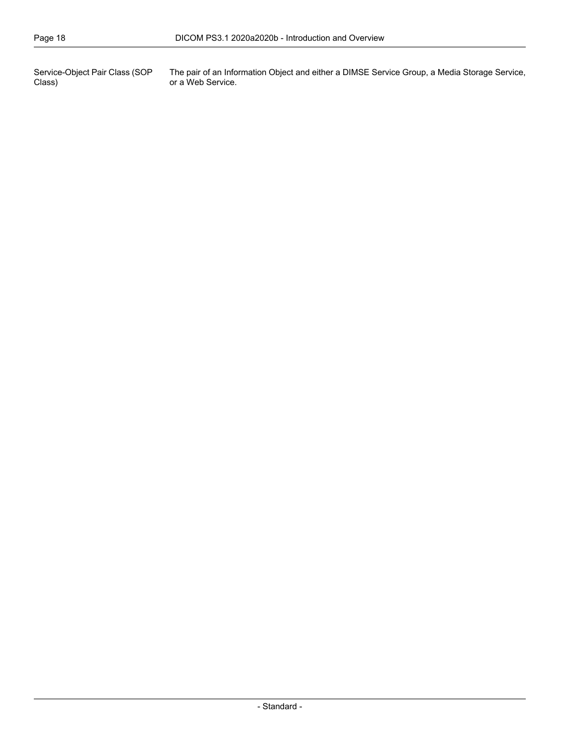Service-Object Pair Class (SOP Class) — The pair of an Information Object and either a DIMSE Service Group, a Media Storage Service, or a Web Service.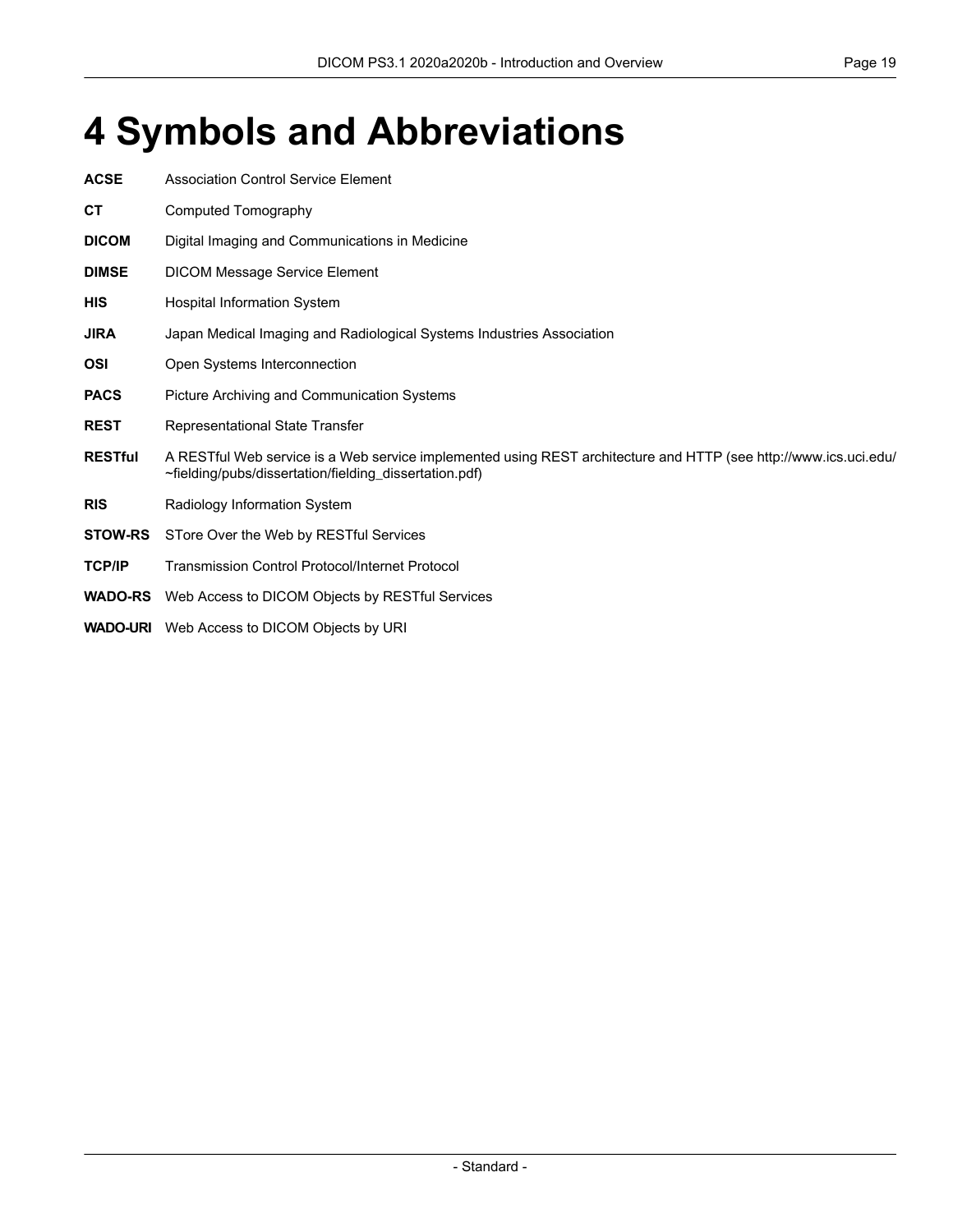# 4 Symbols and Abbreviations

**ACSE** Association Control Service Element

**CT** Computed Tomography

**DICOM** Digital Imaging and Communications in Medicine

**DIMSE** DICOM Message Service Element

**HIS** Hospital Information System

**JIRA** Japan Medical Imaging and Radiological Systems Industries Association

**OSI** Open Systems Interconnection

**PACS** Picture Archiving and Communication Systems

**REST** Representational State Transfer

**RESTful** A RESTful Web service is a Web service implemented using REST architecture and HTTP (see http://www.ics.uci.edu/~fielding/pubs/dissertation/fielding_dissertation.pdf)

**RIS** Radiology Information System

**STOW-RS** STore Over the Web by RESTful Services

**TCP/IP** Transmission Control Protocol/Internet Protocol

**WADO-RS** Web Access to DICOM Objects by RESTful Services

**WADO-URI** Web Access to DICOM Objects by URI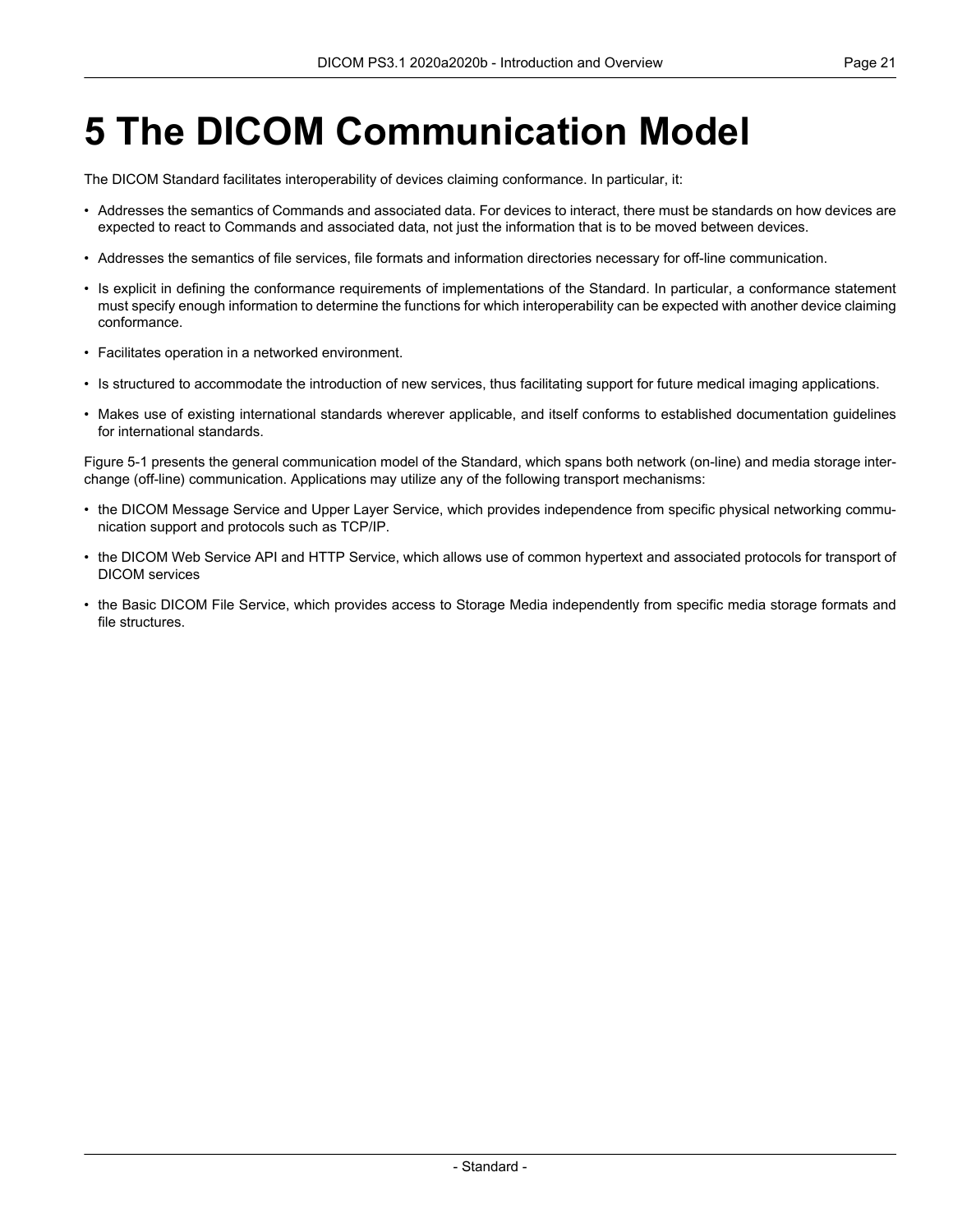# 5 The DICOM Communication Model

The DICOM Standard facilitates interoperability of devices claiming conformance. In particular, it:

- Addresses the semantics of Commands and associated data. For devices to interact, there must be standards on how devices are expected to react to Commands and associated data, not just the information that is to be moved between devices.
- Addresses the semantics of file services, file formats and information directories necessary for off-line communication.
- Is explicit in defining the conformance requirements of implementations of the Standard. In particular, a conformance statement must specify enough information to determine the functions for which interoperability can be expected with another device claiming conformance.
- Facilitates operation in a networked environment.
- Is structured to accommodate the introduction of new services, thus facilitating support for future medical imaging applications.
- Makes use of existing international standards wherever applicable, and itself conforms to established documentation guidelines for international standards.

Figure 5-1 presents the general communication model of the Standard, which spans both network (on-line) and media storage interchange (off-line) communication. Applications may utilize any of the following transport mechanisms:

- the DICOM Message Service and Upper Layer Service, which provides independence from specific physical networking communication support and protocols such as TCP/IP.
- the DICOM Web Service API and HTTP Service, which allows use of common hypertext and associated protocols for transport of DICOM services
- the Basic DICOM File Service, which provides access to Storage Media independently from specific media storage formats and file structures.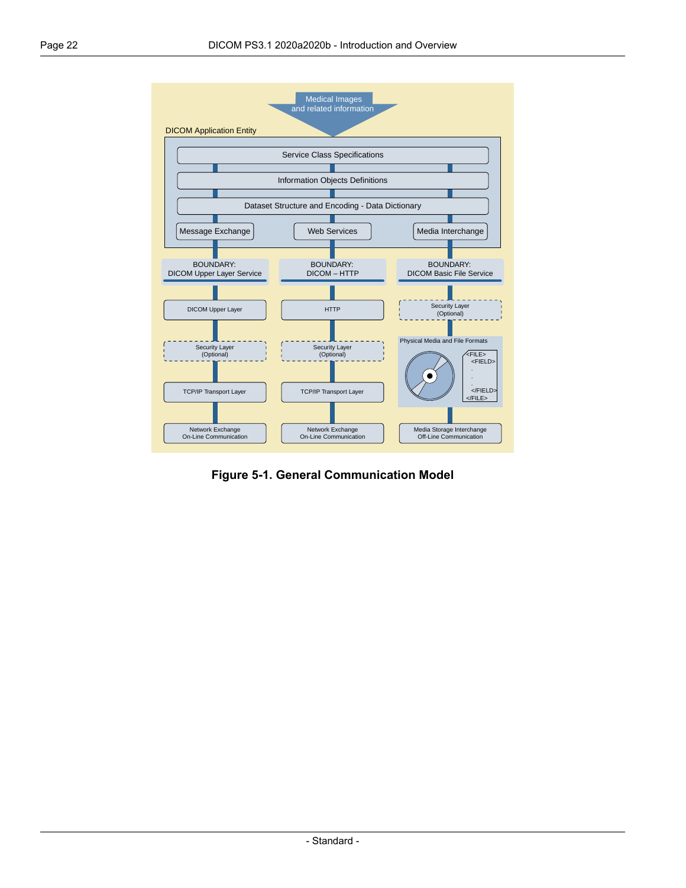Figure 5-1. General Communication Model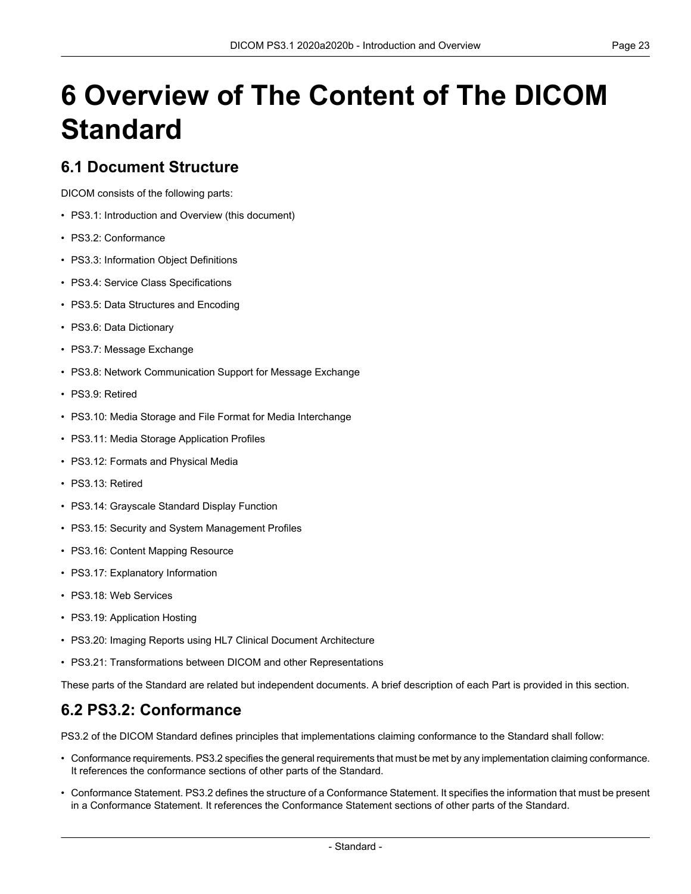# 6 Overview of The Content of The DICOM Standard

## 6.1 Document Structure

DICOM consists of the following parts:

- PS3.1: Introduction and Overview (this document)
- PS3.2: Conformance
- PS3.3: Information Object Definitions
- PS3.4: Service Class Specifications
- PS3.5: Data Structures and Encoding
- PS3.6: Data Dictionary
- PS3.7: Message Exchange
- PS3.8: Network Communication Support for Message Exchange
- PS3.9: Retired
- PS3.10: Media Storage and File Format for Media Interchange
- PS3.11: Media Storage Application Profiles
- PS3.12: Formats and Physical Media
- PS3.13: Retired
- PS3.14: Grayscale Standard Display Function
- PS3.15: Security and System Management Profiles
- PS3.16: Content Mapping Resource
- PS3.17: Explanatory Information
- PS3.18: Web Services
- PS3.19: Application Hosting
- PS3.20: Imaging Reports using HL7 Clinical Document Architecture
- PS3.21: Transformations between DICOM and other Representations

These parts of the Standard are related but independent documents. A brief description of each Part is provided in this section.

## 6.2 PS3.2: Conformance

PS3.2 of the DICOM Standard defines principles that implementations claiming conformance to the Standard shall follow:

- Conformance requirements. PS3.2 specifies the general requirements that must be met by any implementation claiming conformance. It references the conformance sections of other parts of the Standard.
- Conformance Statement. PS3.2 defines the structure of a Conformance Statement. It specifies the information that must be present in a Conformance Statement. It references the Conformance Statement sections of other parts of the Standard.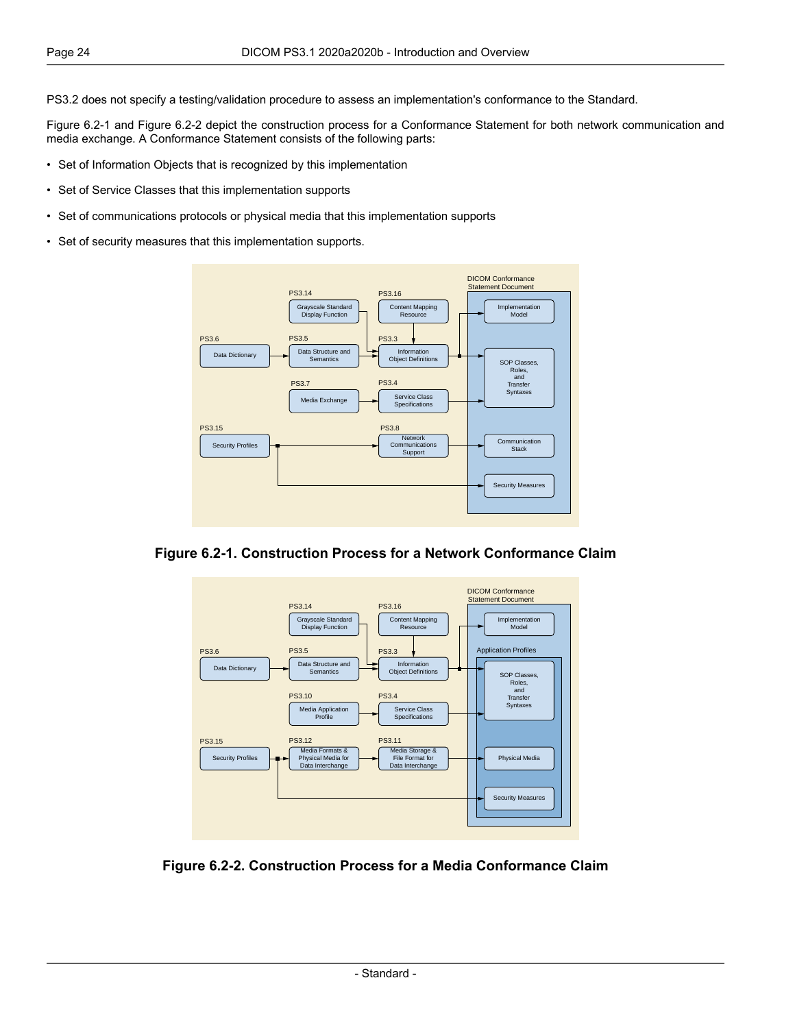PS3.2 does not specify a testing/validation procedure to assess an implementation's conformance to the Standard.

Figure 6.2-1 and Figure 6.2-2 depict the construction process for a Conformance Statement for both network communication and media exchange. A Conformance Statement consists of the following parts:

- Set of Information Objects that is recognized by this implementation
- Set of Service Classes that this implementation supports
- Set of communications protocols or physical media that this implementation supports
- Set of security measures that this implementation supports.

**Figure 6.2-1. Construction Process for a Network Conformance Claim**

**Figure 6.2-2. Construction Process for a Media Conformance Claim**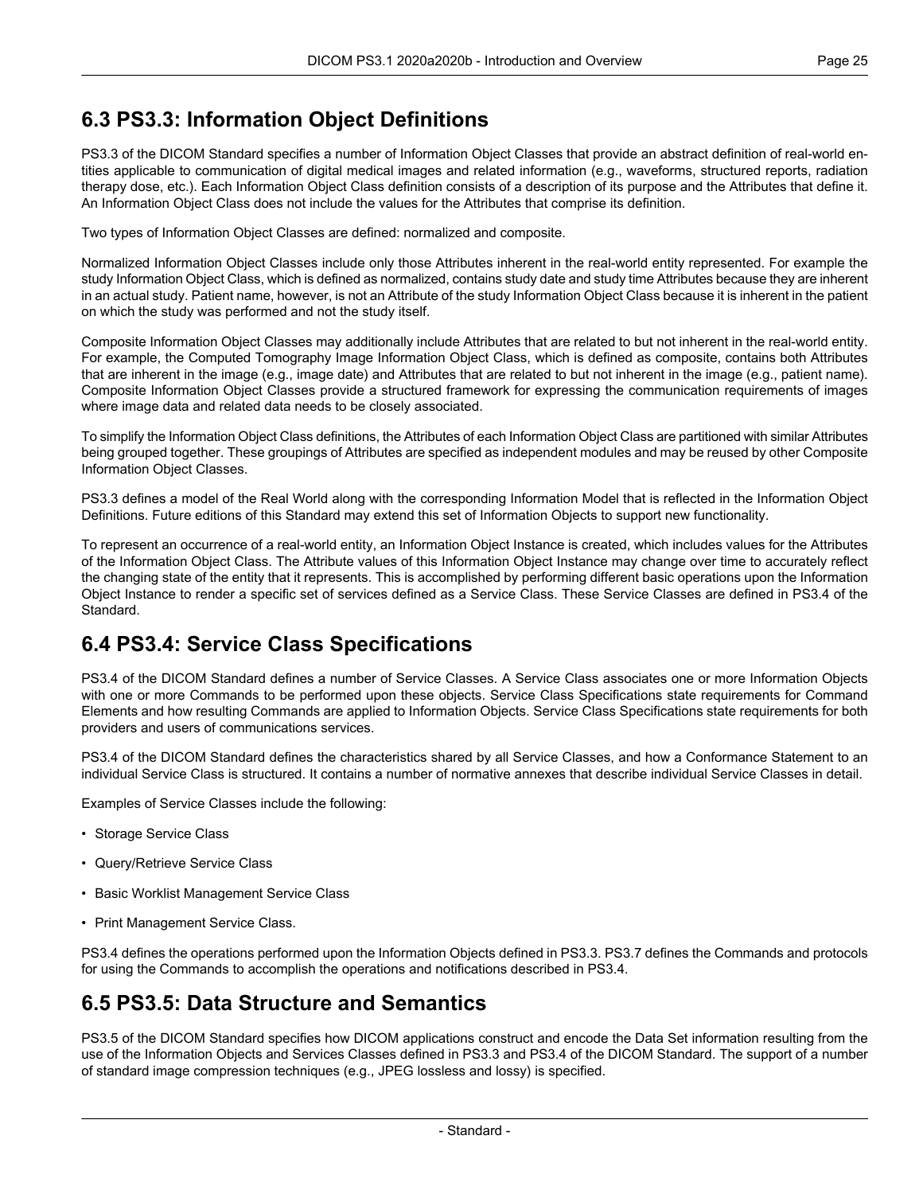## 6.3 PS3.3: Information Object Definitions

PS3.3 of the DICOM Standard specifies a number of Information Object Classes that provide an abstract definition of real-world entities applicable to communication of digital medical images and related information (e.g., waveforms, structured reports, radiation therapy dose, etc.). Each Information Object Class definition consists of a description of its purpose and the Attributes that define it. An Information Object Class does not include the values for the Attributes that comprise its definition.

Two types of Information Object Classes are defined: normalized and composite.

Normalized Information Object Classes include only those Attributes inherent in the real-world entity represented. For example the study Information Object Class, which is defined as normalized, contains study date and study time Attributes because they are inherent in an actual study. Patient name, however, is not an Attribute of the study Information Object Class because it is inherent in the patient on which the study was performed and not the study itself.

Composite Information Object Classes may additionally include Attributes that are related to but not inherent in the real-world entity. For example, the Computed Tomography Image Information Object Class, which is defined as composite, contains both Attributes that are inherent in the image (e.g., image date) and Attributes that are related to but not inherent in the image (e.g., patient name). Composite Information Object Classes provide a structured framework for expressing the communication requirements of images where image data and related data needs to be closely associated.

To simplify the Information Object Class definitions, the Attributes of each Information Object Class are partitioned with similar Attributes being grouped together. These groupings of Attributes are specified as independent modules and may be reused by other Composite Information Object Classes.

PS3.3 defines a model of the Real World along with the corresponding Information Model that is reflected in the Information Object Definitions. Future editions of this Standard may extend this set of Information Objects to support new functionality.

To represent an occurrence of a real-world entity, an Information Object Instance is created, which includes values for the Attributes of the Information Object Class. The Attribute values of this Information Object Instance may change over time to accurately reflect the changing state of the entity that it represents. This is accomplished by performing different basic operations upon the Information Object Instance to render a specific set of services defined as a Service Class. These Service Classes are defined in PS3.4 of the Standard.

## 6.4 PS3.4: Service Class Specifications

PS3.4 of the DICOM Standard defines a number of Service Classes. A Service Class associates one or more Information Objects with one or more Commands to be performed upon these objects. Service Class Specifications state requirements for Command Elements and how resulting Commands are applied to Information Objects. Service Class Specifications state requirements for both providers and users of communications services.

PS3.4 of the DICOM Standard defines the characteristics shared by all Service Classes, and how a Conformance Statement to an individual Service Class is structured. It contains a number of normative annexes that describe individual Service Classes in detail.

Examples of Service Classes include the following:

- Storage Service Class
- Query/Retrieve Service Class
- Basic Worklist Management Service Class
- Print Management Service Class.

PS3.4 defines the operations performed upon the Information Objects defined in PS3.3. PS3.7 defines the Commands and protocols for using the Commands to accomplish the operations and notifications described in PS3.4.

## 6.5 PS3.5: Data Structure and Semantics

PS3.5 of the DICOM Standard specifies how DICOM applications construct and encode the Data Set information resulting from the use of the Information Objects and Services Classes defined in PS3.3 and PS3.4 of the DICOM Standard. The support of a number of standard image compression techniques (e.g., JPEG lossless and lossy) is specified.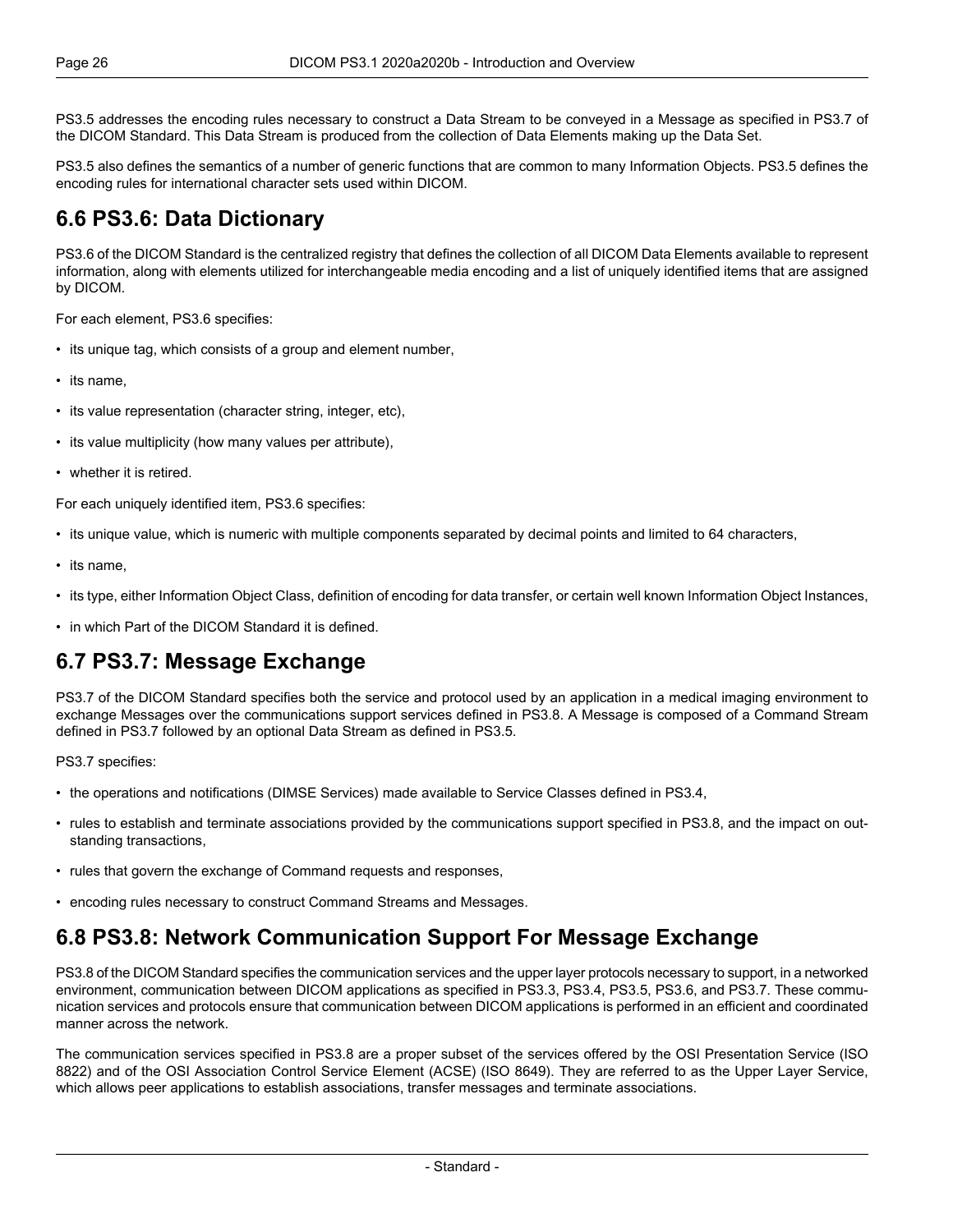PS3.5 addresses the encoding rules necessary to construct a Data Stream to be conveyed in a Message as specified in PS3.7 of the DICOM Standard. This Data Stream is produced from the collection of Data Elements making up the Data Set.

PS3.5 also defines the semantics of a number of generic functions that are common to many Information Objects. PS3.5 defines the encoding rules for international character sets used within DICOM.

## 6.6 PS3.6: Data Dictionary

PS3.6 of the DICOM Standard is the centralized registry that defines the collection of all DICOM Data Elements available to represent information, along with elements utilized for interchangeable media encoding and a list of uniquely identified items that are assigned by DICOM.

For each element, PS3.6 specifies:

- its unique tag, which consists of a group and element number,
- its name,
- its value representation (character string, integer, etc),
- its value multiplicity (how many values per attribute),
- whether it is retired.

For each uniquely identified item, PS3.6 specifies:

- its unique value, which is numeric with multiple components separated by decimal points and limited to 64 characters,
- its name,
- its type, either Information Object Class, definition of encoding for data transfer, or certain well known Information Object Instances,
- in which Part of the DICOM Standard it is defined.

## 6.7 PS3.7: Message Exchange

PS3.7 of the DICOM Standard specifies both the service and protocol used by an application in a medical imaging environment to exchange Messages over the communications support services defined in PS3.8. A Message is composed of a Command Stream defined in PS3.7 followed by an optional Data Stream as defined in PS3.5.

PS3.7 specifies:

- the operations and notifications (DIMSE Services) made available to Service Classes defined in PS3.4,
- rules to establish and terminate associations provided by the communications support specified in PS3.8, and the impact on outstanding transactions,
- rules that govern the exchange of Command requests and responses,
- encoding rules necessary to construct Command Streams and Messages.

## 6.8 PS3.8: Network Communication Support For Message Exchange

PS3.8 of the DICOM Standard specifies the communication services and the upper layer protocols necessary to support, in a networked environment, communication between DICOM applications as specified in PS3.3, PS3.4, PS3.5, PS3.6, and PS3.7. These communication services and protocols ensure that communication between DICOM applications is performed in an efficient and coordinated manner across the network.

The communication services specified in PS3.8 are a proper subset of the services offered by the OSI Presentation Service (ISO 8822) and of the OSI Association Control Service Element (ACSE) (ISO 8649). They are referred to as the Upper Layer Service, which allows peer applications to establish associations, transfer messages and terminate associations.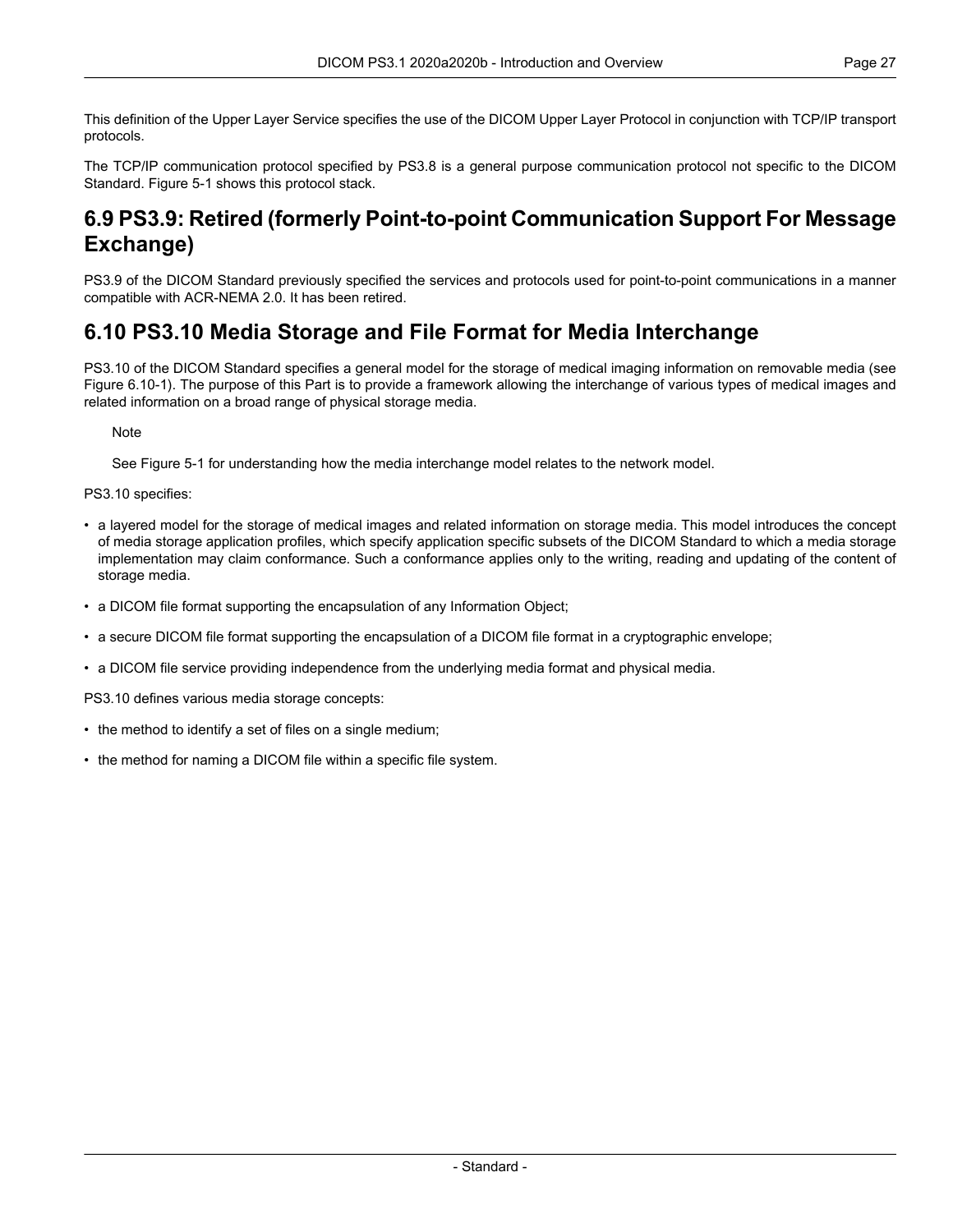This definition of the Upper Layer Service specifies the use of the DICOM Upper Layer Protocol in conjunction with TCP/IP transport protocols.

The TCP/IP communication protocol specified by PS3.8 is a general purpose communication protocol not specific to the DICOM Standard. Figure 5-1 shows this protocol stack.

## 6.9 PS3.9: Retired (formerly Point-to-point Communication Support For Message Exchange)

PS3.9 of the DICOM Standard previously specified the services and protocols used for point-to-point communications in a manner compatible with ACR-NEMA 2.0. It has been retired.

## 6.10 PS3.10 Media Storage and File Format for Media Interchange

PS3.10 of the DICOM Standard specifies a general model for the storage of medical imaging information on removable media (see Figure 6.10-1). The purpose of this Part is to provide a framework allowing the interchange of various types of medical images and related information on a broad range of physical storage media.

Note

See Figure 5-1 for understanding how the media interchange model relates to the network model.

PS3.10 specifies:

- a layered model for the storage of medical images and related information on storage media. This model introduces the concept of media storage application profiles, which specify application specific subsets of the DICOM Standard to which a media storage implementation may claim conformance. Such a conformance applies only to the writing, reading and updating of the content of storage media.
- a DICOM file format supporting the encapsulation of any Information Object;
- a secure DICOM file format supporting the encapsulation of a DICOM file format in a cryptographic envelope;
- a DICOM file service providing independence from the underlying media format and physical media.

PS3.10 defines various media storage concepts:

- the method to identify a set of files on a single medium;
- the method for naming a DICOM file within a specific file system.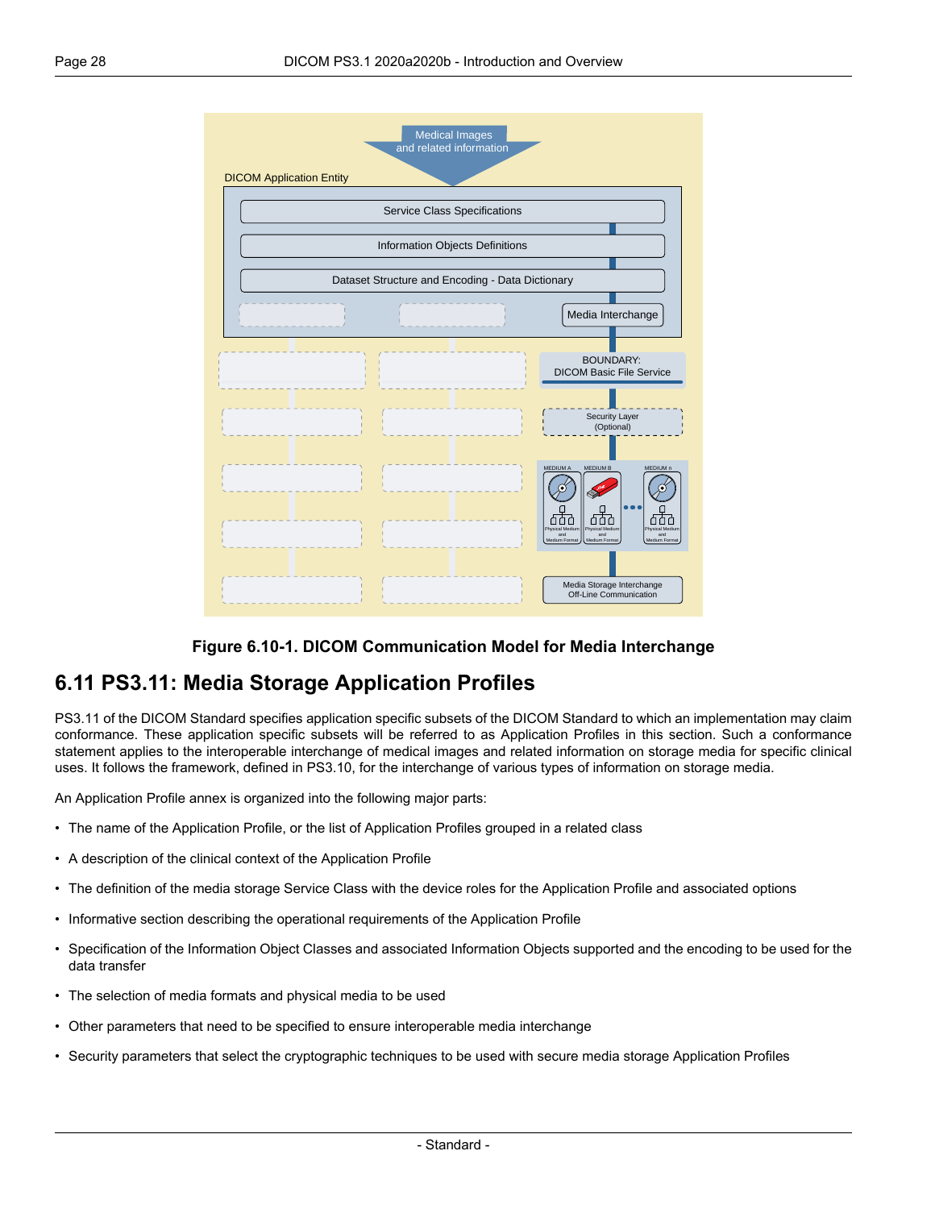Figure 6.10-1. DICOM Communication Model for Media Interchange

## 6.11 PS3.11: Media Storage Application Profiles

PS3.11 of the DICOM Standard specifies application specific subsets of the DICOM Standard to which an implementation may claim conformance. These application specific subsets will be referred to as Application Profiles in this section. Such a conformance statement applies to the interoperable interchange of medical images and related information on storage media for specific clinical uses. It follows the framework, defined in PS3.10, for the interchange of various types of information on storage media.

An Application Profile annex is organized into the following major parts:

- The name of the Application Profile, or the list of Application Profiles grouped in a related class
- A description of the clinical context of the Application Profile
- The definition of the media storage Service Class with the device roles for the Application Profile and associated options
- Informative section describing the operational requirements of the Application Profile
- Specification of the Information Object Classes and associated Information Objects supported and the encoding to be used for the data transfer
- The selection of media formats and physical media to be used
- Other parameters that need to be specified to ensure interoperable media interchange
- Security parameters that select the cryptographic techniques to be used with secure media storage Application Profiles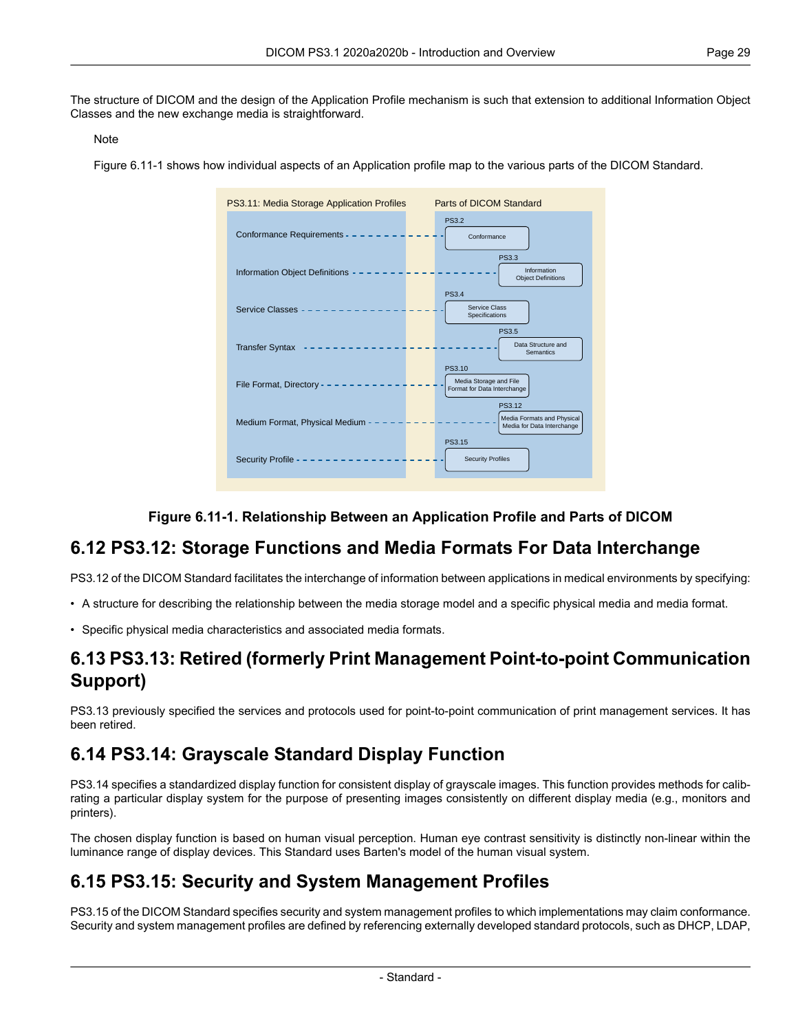The structure of DICOM and the design of the Application Profile mechanism is such that extension to additional Information Object Classes and the new exchange media is straightforward.

Note

Figure 6.11-1 shows how individual aspects of an Application profile map to the various parts of the DICOM Standard.

| PS3.11: Media Storage Application Profiles | Parts of DICOM Standard |
| --- | --- |
| Conformance Requirements | PS3.2 Conformance |
| Information Object Definitions | PS3.3 Information Object Definitions |
| Service Classes | PS3.4 Service Class Specifications |
| Transfer Syntax | PS3.5 Data Structure and Semantics |
| File Format, Directory | PS3.10 Media Storage and File Format for Data Interchange |
| Medium Format, Physical Medium | PS3.12 Media Formats and Physical Media for Data Interchange |
| Security Profile | PS3.15 Security Profiles |

**Figure 6.11-1. Relationship Between an Application Profile and Parts of DICOM**

## 6.12 PS3.12: Storage Functions and Media Formats For Data Interchange

PS3.12 of the DICOM Standard facilitates the interchange of information between applications in medical environments by specifying:

- A structure for describing the relationship between the media storage model and a specific physical media and media format.
- Specific physical media characteristics and associated media formats.

## 6.13 PS3.13: Retired (formerly Print Management Point-to-point Communication Support)

PS3.13 previously specified the services and protocols used for point-to-point communication of print management services. It has been retired.

## 6.14 PS3.14: Grayscale Standard Display Function

PS3.14 specifies a standardized display function for consistent display of grayscale images. This function provides methods for calibrating a particular display system for the purpose of presenting images consistently on different display media (e.g., monitors and printers).

The chosen display function is based on human visual perception. Human eye contrast sensitivity is distinctly non-linear within the luminance range of display devices. This Standard uses Barten's model of the human visual system.

## 6.15 PS3.15: Security and System Management Profiles

PS3.15 of the DICOM Standard specifies security and system management profiles to which implementations may claim conformance. Security and system management profiles are defined by referencing externally developed standard protocols, such as DHCP, LDAP,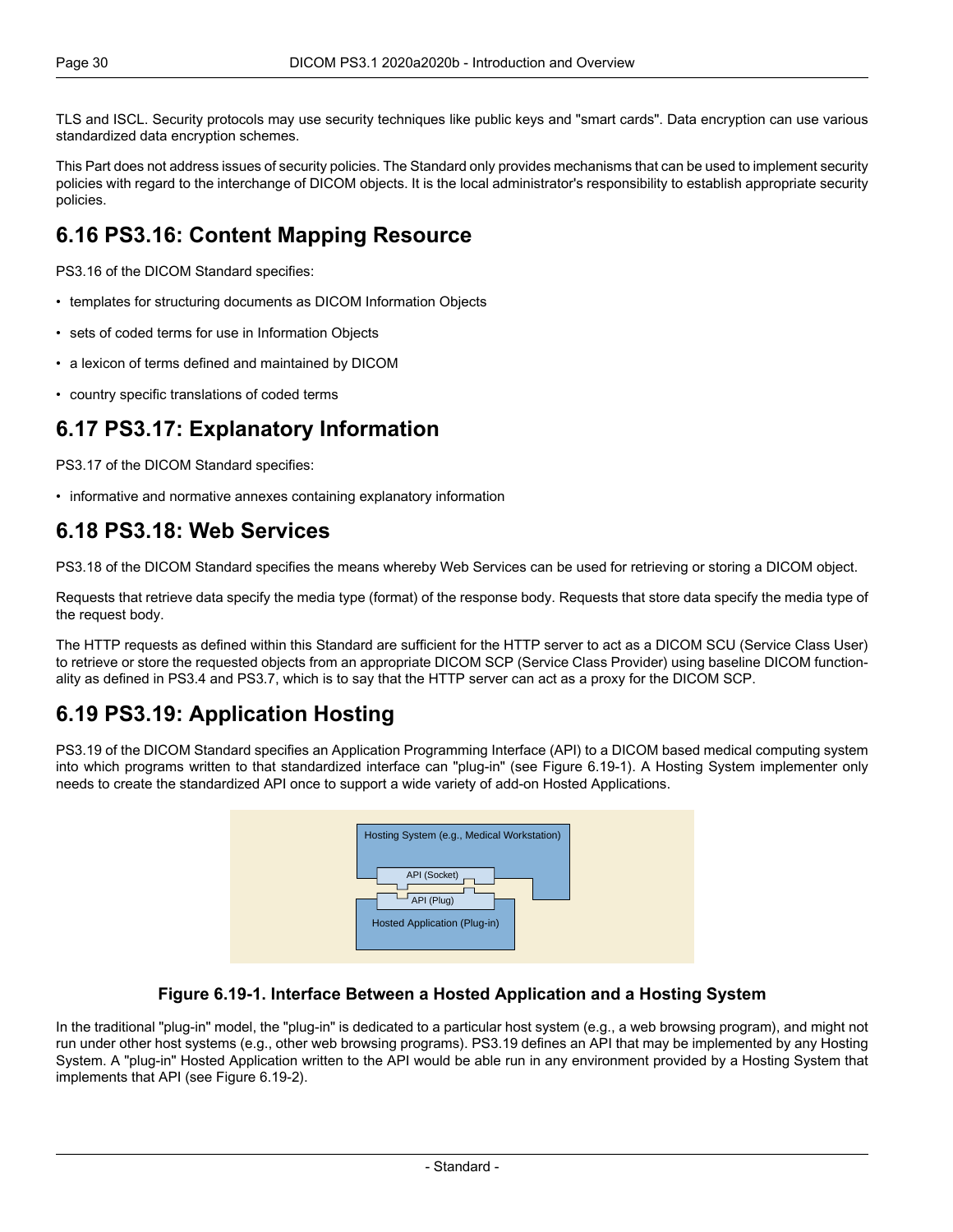TLS and ISCL. Security protocols may use security techniques like public keys and "smart cards". Data encryption can use various standardized data encryption schemes.

This Part does not address issues of security policies. The Standard only provides mechanisms that can be used to implement security policies with regard to the interchange of DICOM objects. It is the local administrator's responsibility to establish appropriate security policies.

## 6.16 PS3.16: Content Mapping Resource

PS3.16 of the DICOM Standard specifies:

- templates for structuring documents as DICOM Information Objects
- sets of coded terms for use in Information Objects
- a lexicon of terms defined and maintained by DICOM
- country specific translations of coded terms

## 6.17 PS3.17: Explanatory Information

PS3.17 of the DICOM Standard specifies:

- informative and normative annexes containing explanatory information

## 6.18 PS3.18: Web Services

PS3.18 of the DICOM Standard specifies the means whereby Web Services can be used for retrieving or storing a DICOM object.

Requests that retrieve data specify the media type (format) of the response body. Requests that store data specify the media type of the request body.

The HTTP requests as defined within this Standard are sufficient for the HTTP server to act as a DICOM SCU (Service Class User) to retrieve or store the requested objects from an appropriate DICOM SCP (Service Class Provider) using baseline DICOM functionality as defined in PS3.4 and PS3.7, which is to say that the HTTP server can act as a proxy for the DICOM SCP.

## 6.19 PS3.19: Application Hosting

PS3.19 of the DICOM Standard specifies an Application Programming Interface (API) to a DICOM based medical computing system into which programs written to that standardized interface can "plug-in" (see Figure 6.19-1). A Hosting System implementer only needs to create the standardized API once to support a wide variety of add-on Hosted Applications.

Hosting System (e.g., Medical Workstation)

API (Socket)

API (Plug)

Hosted Application (Plug-in)

**Figure 6.19-1. Interface Between a Hosted Application and a Hosting System**

In the traditional "plug-in" model, the "plug-in" is dedicated to a particular host system (e.g., a web browsing program), and might not run under other host systems (e.g., other web browsing programs). PS3.19 defines an API that may be implemented by any Hosting System. A "plug-in" Hosted Application written to the API would be able run in any environment provided by a Hosting System that implements that API (see Figure 6.19-2).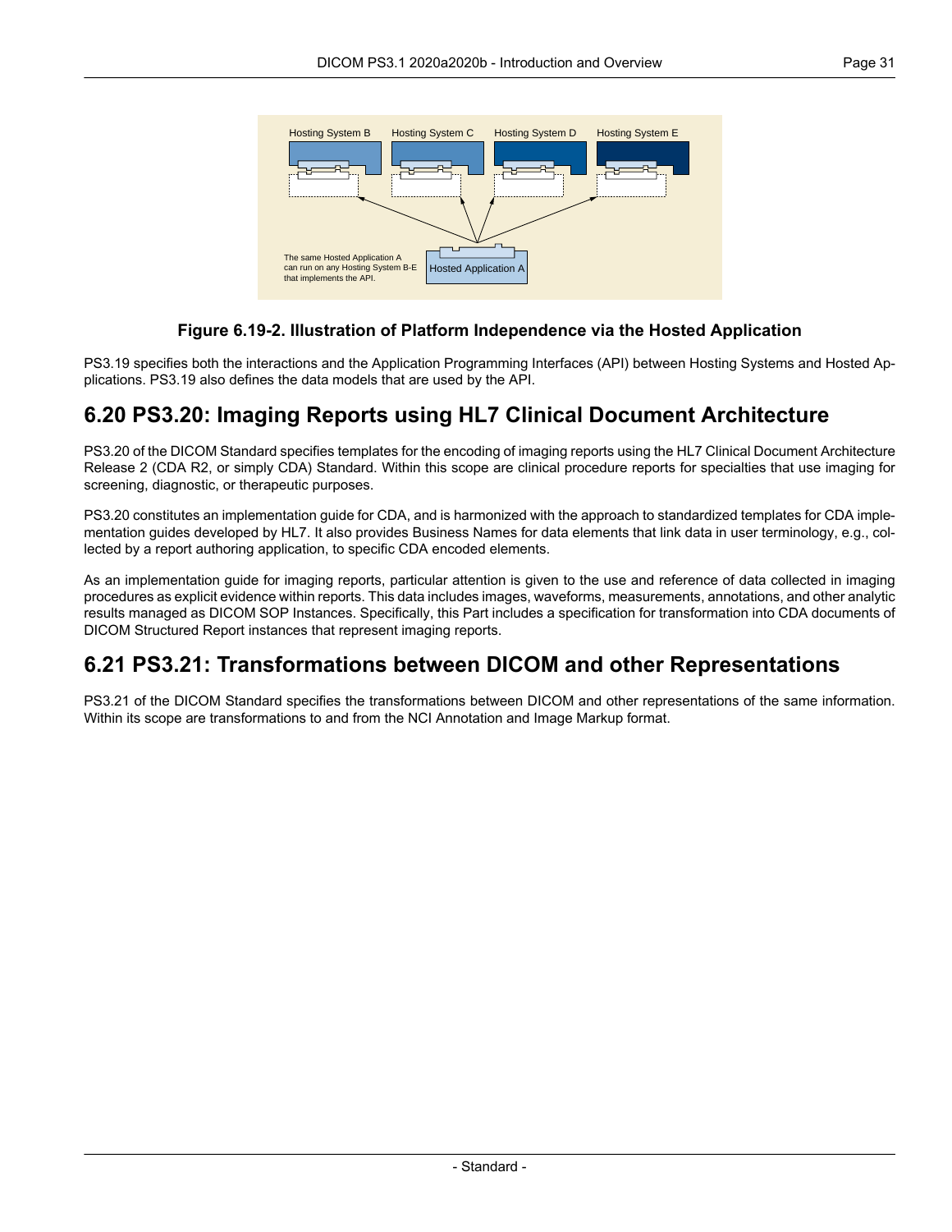**Figure 6.19-2. Illustration of Platform Independence via the Hosted Application**

PS3.19 specifies both the interactions and the Application Programming Interfaces (API) between Hosting Systems and Hosted Applications. PS3.19 also defines the data models that are used by the API.

## 6.20 PS3.20: Imaging Reports using HL7 Clinical Document Architecture

PS3.20 of the DICOM Standard specifies templates for the encoding of imaging reports using the HL7 Clinical Document Architecture Release 2 (CDA R2, or simply CDA) Standard. Within this scope are clinical procedure reports for specialties that use imaging for screening, diagnostic, or therapeutic purposes.

PS3.20 constitutes an implementation guide for CDA, and is harmonized with the approach to standardized templates for CDA implementation guides developed by HL7. It also provides Business Names for data elements that link data in user terminology, e.g., collected by a report authoring application, to specific CDA encoded elements.

As an implementation guide for imaging reports, particular attention is given to the use and reference of data collected in imaging procedures as explicit evidence within reports. This data includes images, waveforms, measurements, annotations, and other analytic results managed as DICOM SOP Instances. Specifically, this Part includes a specification for transformation into CDA documents of DICOM Structured Report instances that represent imaging reports.

## 6.21 PS3.21: Transformations between DICOM and other Representations

PS3.21 of the DICOM Standard specifies the transformations between DICOM and other representations of the same information. Within its scope are transformations to and from the NCI Annotation and Image Markup format.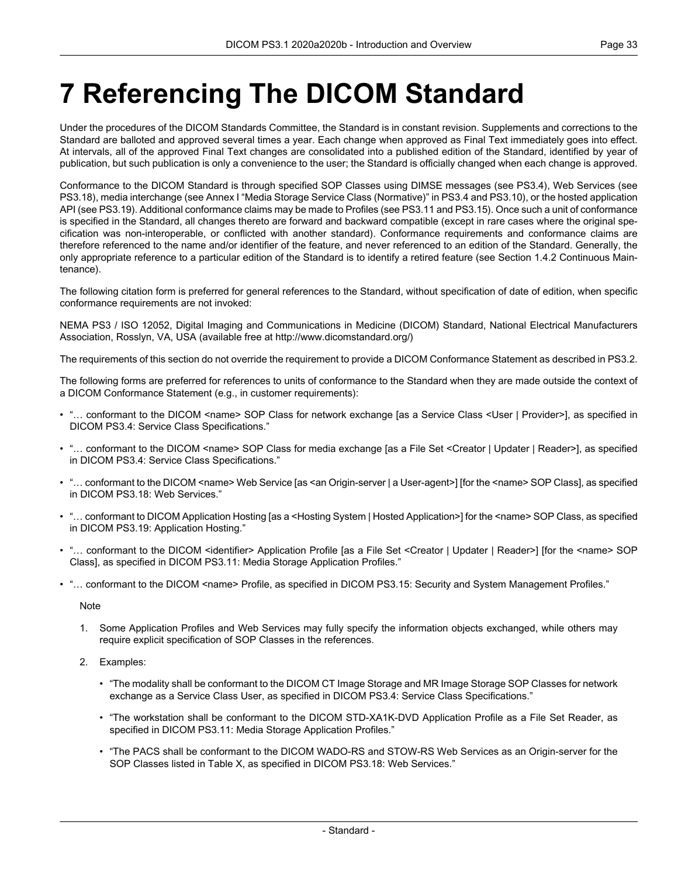# 7 Referencing The DICOM Standard

Under the procedures of the DICOM Standards Committee, the Standard is in constant revision. Supplements and corrections to the Standard are balloted and approved several times a year. Each change when approved as Final Text immediately goes into effect. At intervals, all of the approved Final Text changes are consolidated into a published edition of the Standard, identified by year of publication, but such publication is only a convenience to the user; the Standard is officially changed when each change is approved.

Conformance to the DICOM Standard is through specified SOP Classes using DIMSE messages (see PS3.4), Web Services (see PS3.18), media interchange (see Annex I "Media Storage Service Class (Normative)" in PS3.4 and PS3.10), or the hosted application API (see PS3.19). Additional conformance claims may be made to Profiles (see PS3.11 and PS3.15). Once such a unit of conformance is specified in the Standard, all changes thereto are forward and backward compatible (except in rare cases where the original specification was non-interoperable, or conflicted with another standard). Conformance requirements and conformance claims are therefore referenced to the name and/or identifier of the feature, and never referenced to an edition of the Standard. Generally, the only appropriate reference to a particular edition of the Standard is to identify a retired feature (see Section 1.4.2 Continuous Maintenance).

The following citation form is preferred for general references to the Standard, without specification of date of edition, when specific conformance requirements are not invoked:

NEMA PS3 / ISO 12052, Digital Imaging and Communications in Medicine (DICOM) Standard, National Electrical Manufacturers Association, Rosslyn, VA, USA (available free at http://www.dicomstandard.org/)

The requirements of this section do not override the requirement to provide a DICOM Conformance Statement as described in PS3.2.

The following forms are preferred for references to units of conformance to the Standard when they are made outside the context of a DICOM Conformance Statement (e.g., in customer requirements):

- "… conformant to the DICOM <name> SOP Class for network exchange [as a Service Class <User | Provider>], as specified in DICOM PS3.4: Service Class Specifications."
- "… conformant to the DICOM <name> SOP Class for media exchange [as a File Set <Creator | Updater | Reader>], as specified in DICOM PS3.4: Service Class Specifications."
- "… conformant to the DICOM <name> Web Service [as <an Origin-server | a User-agent>] [for the <name> SOP Class], as specified in DICOM PS3.18: Web Services."
- "… conformant to DICOM Application Hosting [as a <Hosting System | Hosted Application>] for the <name> SOP Class, as specified in DICOM PS3.19: Application Hosting."
- "… conformant to the DICOM <identifier> Application Profile [as a File Set <Creator | Updater | Reader>] [for the <name> SOP Class], as specified in DICOM PS3.11: Media Storage Application Profiles."
- "… conformant to the DICOM <name> Profile, as specified in DICOM PS3.15: Security and System Management Profiles."

Note

1. Some Application Profiles and Web Services may fully specify the information objects exchanged, while others may require explicit specification of SOP Classes in the references.
2. Examples:
   - "The modality shall be conformant to the DICOM CT Image Storage and MR Image Storage SOP Classes for network exchange as a Service Class User, as specified in DICOM PS3.4: Service Class Specifications."
   - "The workstation shall be conformant to the DICOM STD-XA1K-DVD Application Profile as a File Set Reader, as specified in DICOM PS3.11: Media Storage Application Profiles."
   - "The PACS shall be conformant to the DICOM WADO-RS and STOW-RS Web Services as an Origin-server for the SOP Classes listed in Table X, as specified in DICOM PS3.18: Web Services."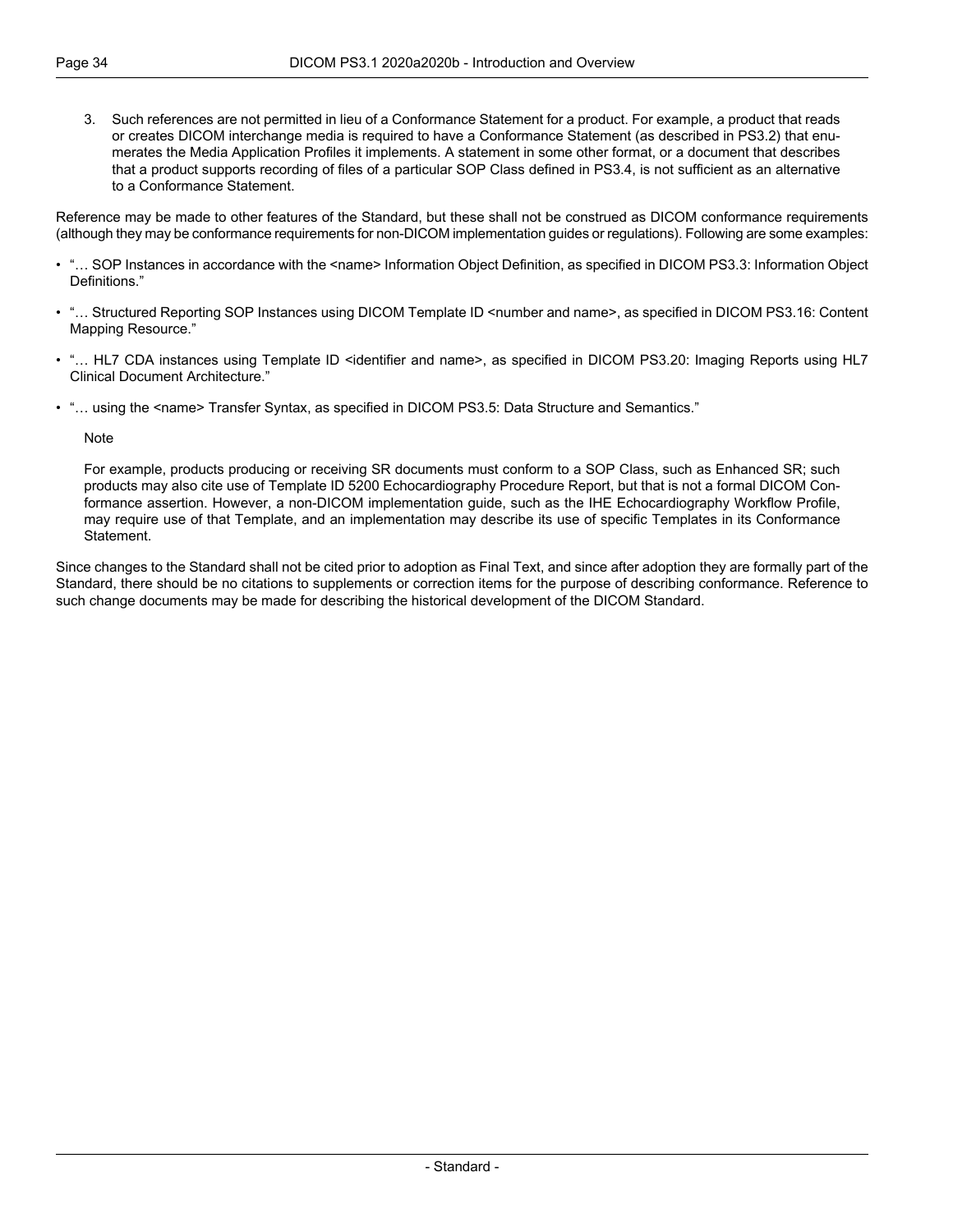3. Such references are not permitted in lieu of a Conformance Statement for a product. For example, a product that reads or creates DICOM interchange media is required to have a Conformance Statement (as described in PS3.2) that enumerates the Media Application Profiles it implements. A statement in some other format, or a document that describes that a product supports recording of files of a particular SOP Class defined in PS3.4, is not sufficient as an alternative to a Conformance Statement.

Reference may be made to other features of the Standard, but these shall not be construed as DICOM conformance requirements (although they may be conformance requirements for non-DICOM implementation guides or regulations). Following are some examples:

- "… SOP Instances in accordance with the <name> Information Object Definition, as specified in DICOM PS3.3: Information Object Definitions."
- "… Structured Reporting SOP Instances using DICOM Template ID <number and name>, as specified in DICOM PS3.16: Content Mapping Resource."
- "… HL7 CDA instances using Template ID <identifier and name>, as specified in DICOM PS3.20: Imaging Reports using HL7 Clinical Document Architecture."
- "… using the <name> Transfer Syntax, as specified in DICOM PS3.5: Data Structure and Semantics."

Note

For example, products producing or receiving SR documents must conform to a SOP Class, such as Enhanced SR; such products may also cite use of Template ID 5200 Echocardiography Procedure Report, but that is not a formal DICOM Conformance assertion. However, a non-DICOM implementation guide, such as the IHE Echocardiography Workflow Profile, may require use of that Template, and an implementation may describe its use of specific Templates in its Conformance Statement.

Since changes to the Standard shall not be cited prior to adoption as Final Text, and since after adoption they are formally part of the Standard, there should be no citations to supplements or correction items for the purpose of describing conformance. Reference to such change documents may be made for describing the historical development of the DICOM Standard.